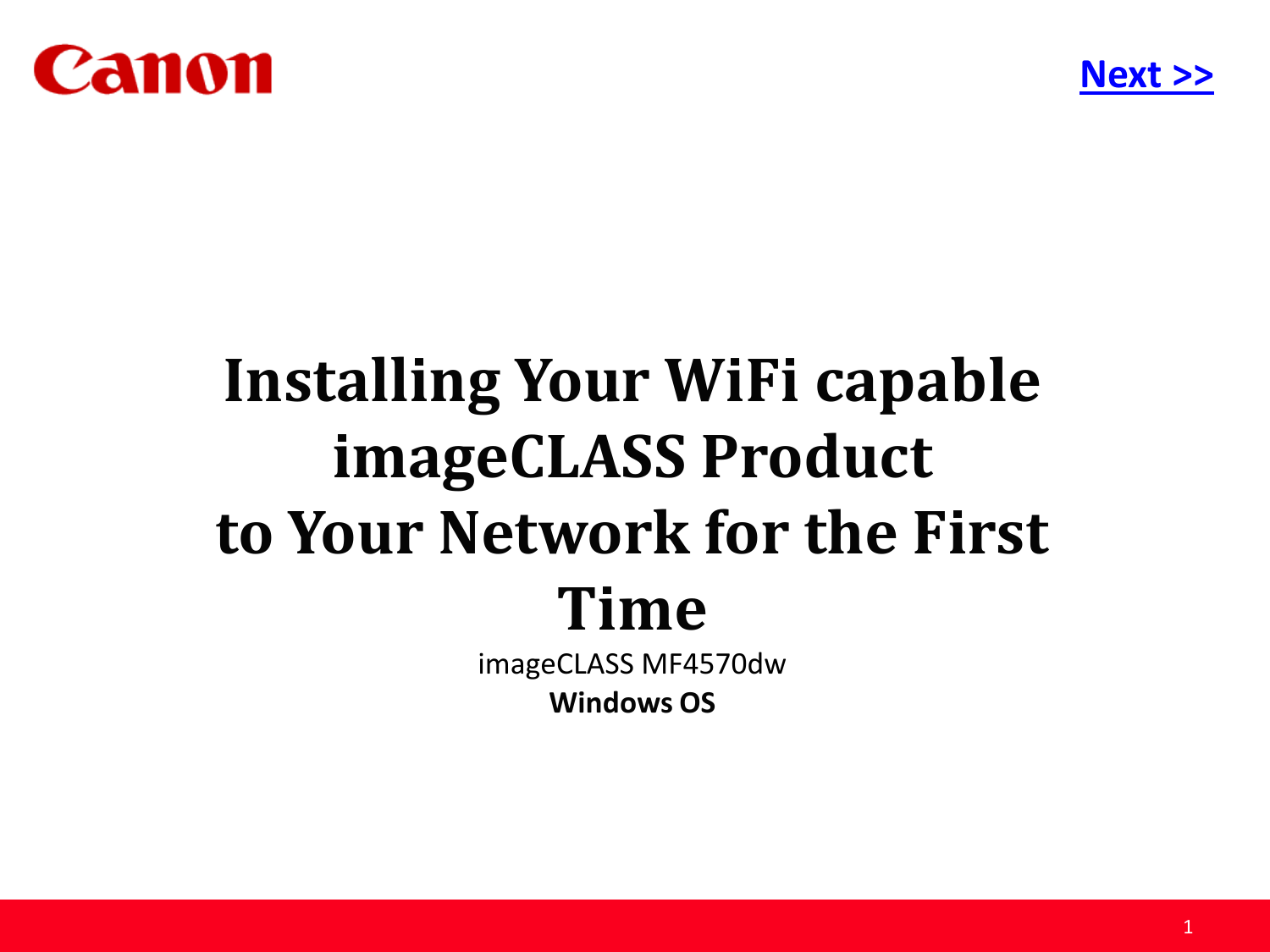Canon

Next >>

# Installing Your WiFi capable imageCLASS Product to Your Network for the First Time

imageCLASS MF4570dw

**Windows OS**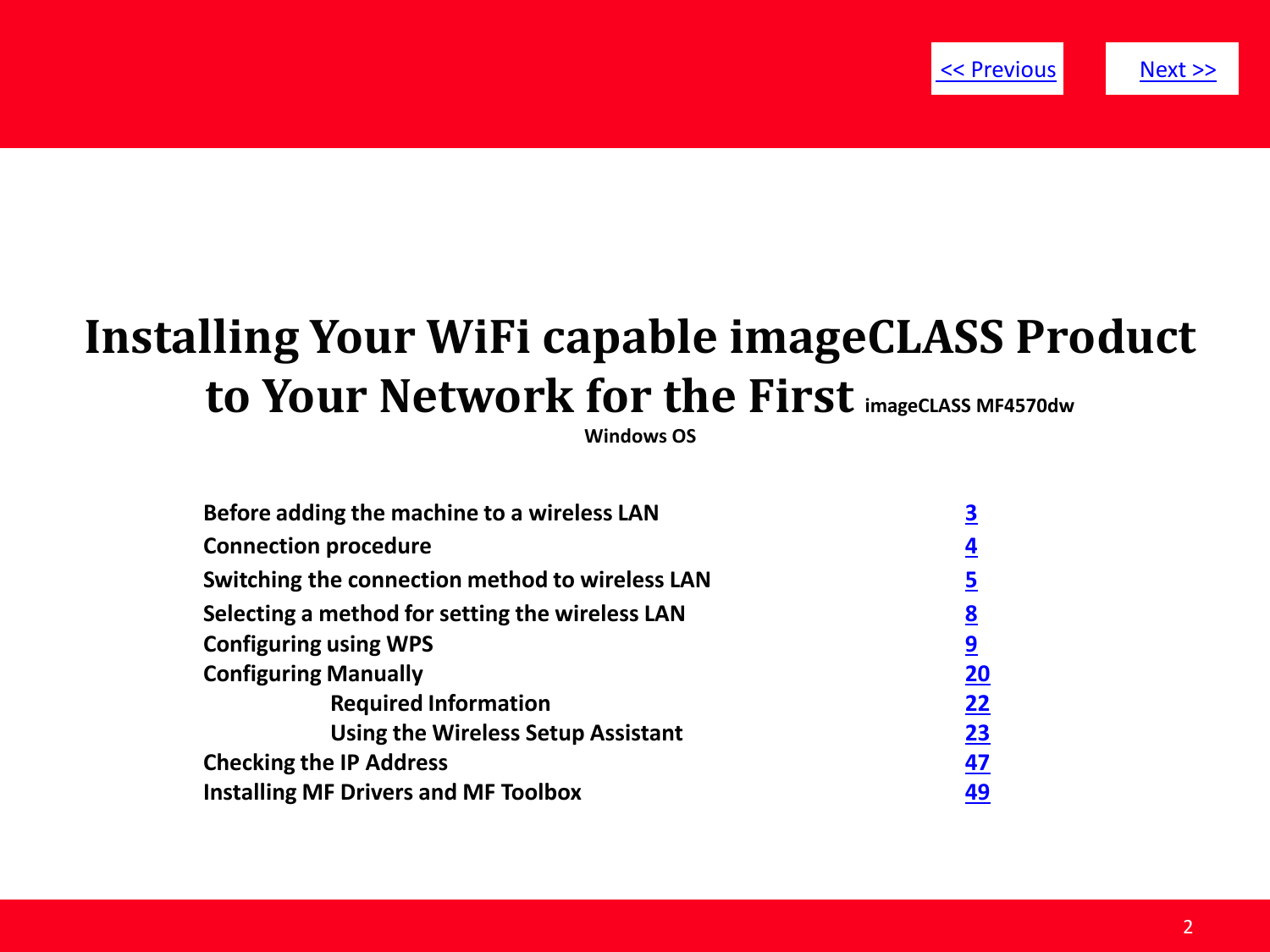<< Previous    Next >>

# Installing Your WiFi capable imageCLASS Product to Your Network for the First imageCLASS MF4570dw

**Windows OS**

| | |
|---|---|
| **Before adding the machine to a wireless LAN** | 3 |
| **Connection procedure** | 4 |
| **Switching the connection method to wireless LAN** | 5 |
| **Selecting a method for setting the wireless LAN** | 8 |
| **Configuring using WPS** | 9 |
| **Configuring Manually** | 20 |
| &nbsp;&nbsp;&nbsp;&nbsp;**Required Information** | 22 |
| &nbsp;&nbsp;&nbsp;&nbsp;**Using the Wireless Setup Assistant** | 23 |
| **Checking the IP Address** | 47 |
| **Installing MF Drivers and MF Toolbox** | 49 |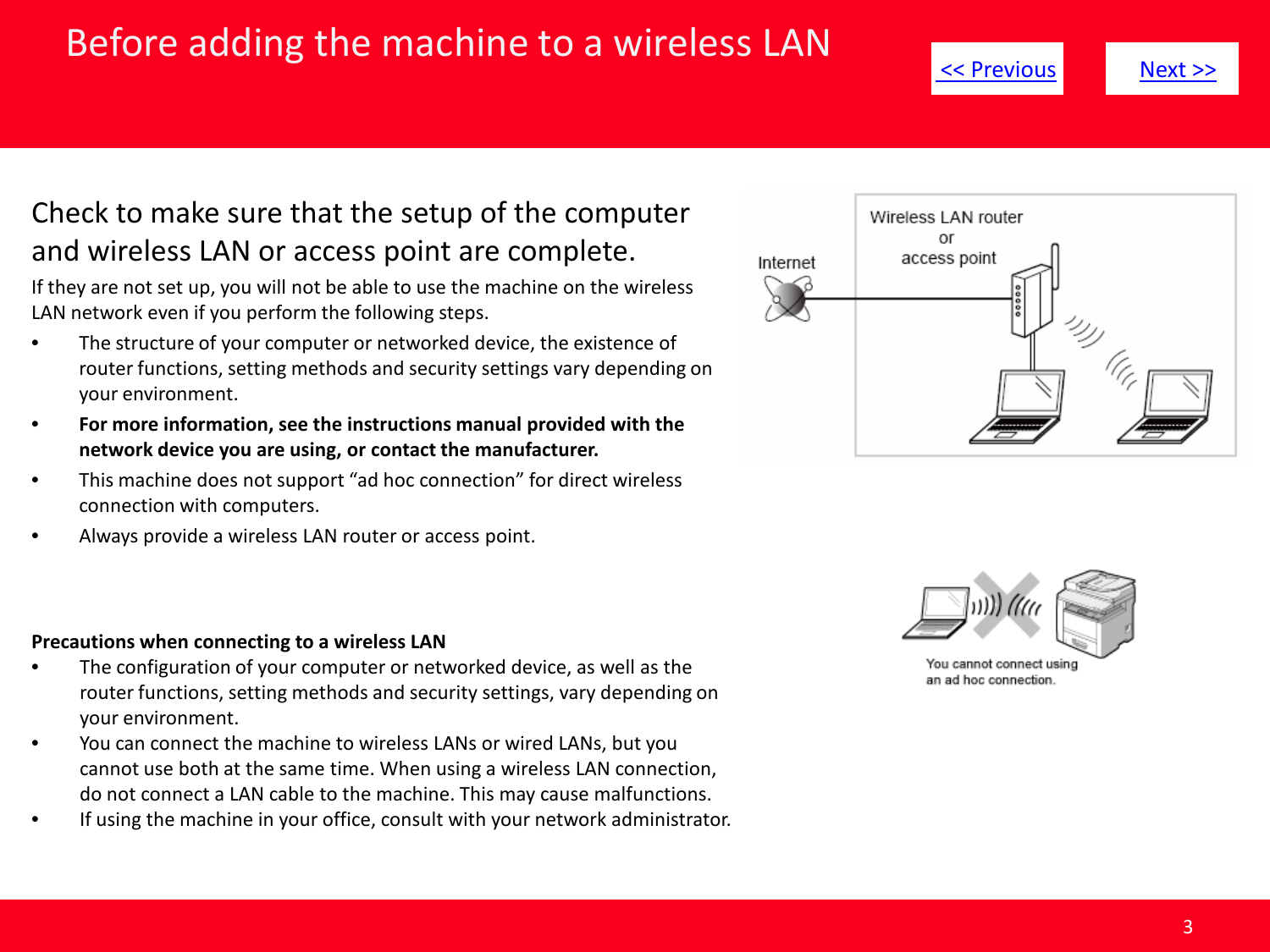# Before adding the machine to a wireless LAN

<< Previous    Next >>

## Check to make sure that the setup of the computer and wireless LAN or access point are complete.

If they are not set up, you will not be able to use the machine on the wireless LAN network even if you perform the following steps.

- The structure of your computer or networked device, the existence of router functions, setting methods and security settings vary depending on your environment.
- **For more information, see the instructions manual provided with the network device you are using, or contact the manufacturer.**
- This machine does not support "ad hoc connection" for direct wireless connection with computers.
- Always provide a wireless LAN router or access point.

Internet

Wireless LAN router or access point

You cannot connect using an ad hoc connection.

**Precautions when connecting to a wireless LAN**

- The configuration of your computer or networked device, as well as the router functions, setting methods and security settings, vary depending on your environment.
- You can connect the machine to wireless LANs or wired LANs, but you cannot use both at the same time. When using a wireless LAN connection, do not connect a LAN cable to the machine. This may cause malfunctions.
- If using the machine in your office, consult with your network administrator.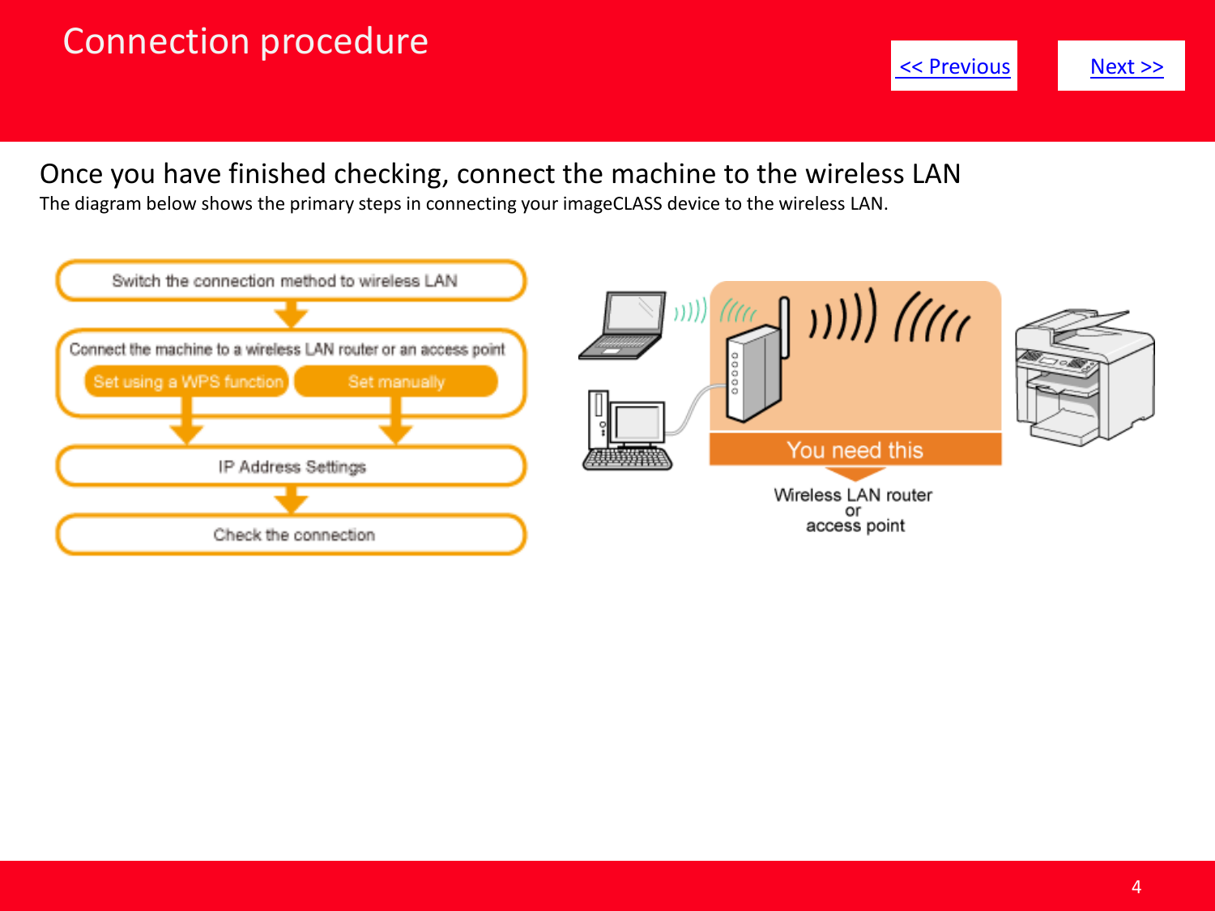# Connection procedure

<< Previous    Next >>

## Once you have finished checking, connect the machine to the wireless LAN

The diagram below shows the primary steps in connecting your imageCLASS device to the wireless LAN.

Switch the connection method to wireless LAN

Connect the machine to a wireless LAN router or an access point

- Set using a WPS function
- Set manually

IP Address Settings

Check the connection

You need this

Wireless LAN router or access point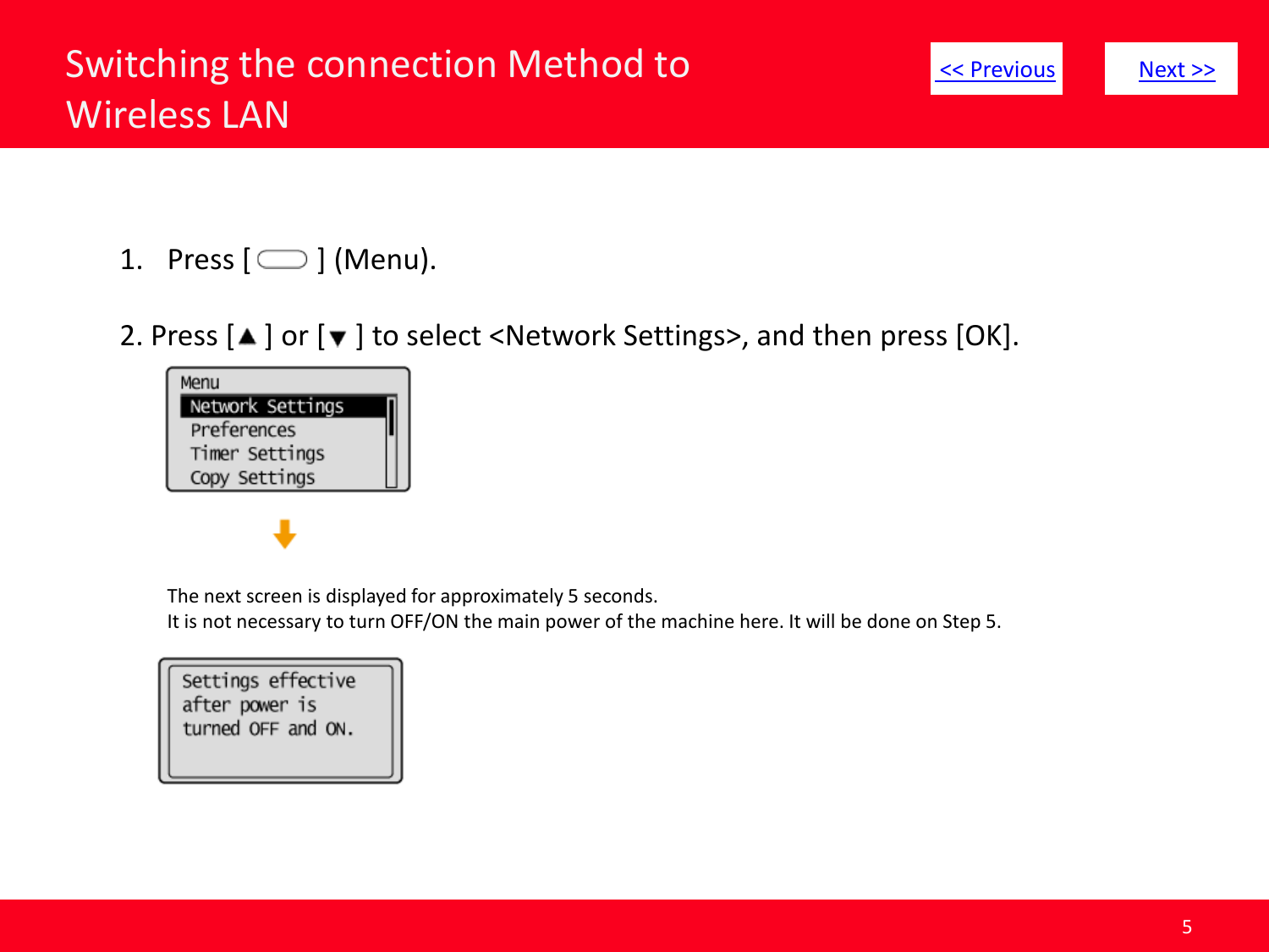# Switching the connection Method to Wireless LAN

<< Previous | Next >>

1. Press [ ] (Menu).

2. Press [▲] or [▼] to select <Network Settings>, and then press [OK].

```
Menu
 Network Settings
 Preferences
 Timer Settings
 Copy Settings
```

The next screen is displayed for approximately 5 seconds.
It is not necessary to turn OFF/ON the main power of the machine here. It will be done on Step 5.

```
Settings effective
after power is
turned OFF and ON.
```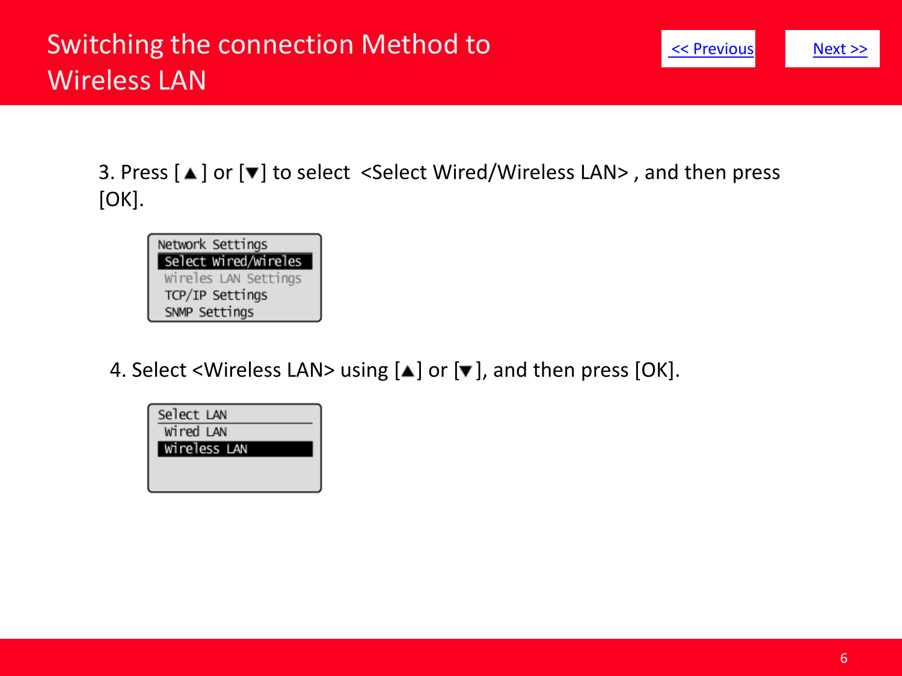# Switching the connection Method to Wireless LAN

<< Previous Next >>

3. Press [▲] or [▼] to select <Select Wired/Wireless LAN> , and then press [OK].

```
Network Settings
 Select Wired/Wireles
 Wireles LAN Settings
 TCP/IP Settings
 SNMP Settings
```

4. Select <Wireless LAN> using [▲] or [▼], and then press [OK].

```
Select LAN
 Wired LAN
 Wireless LAN
```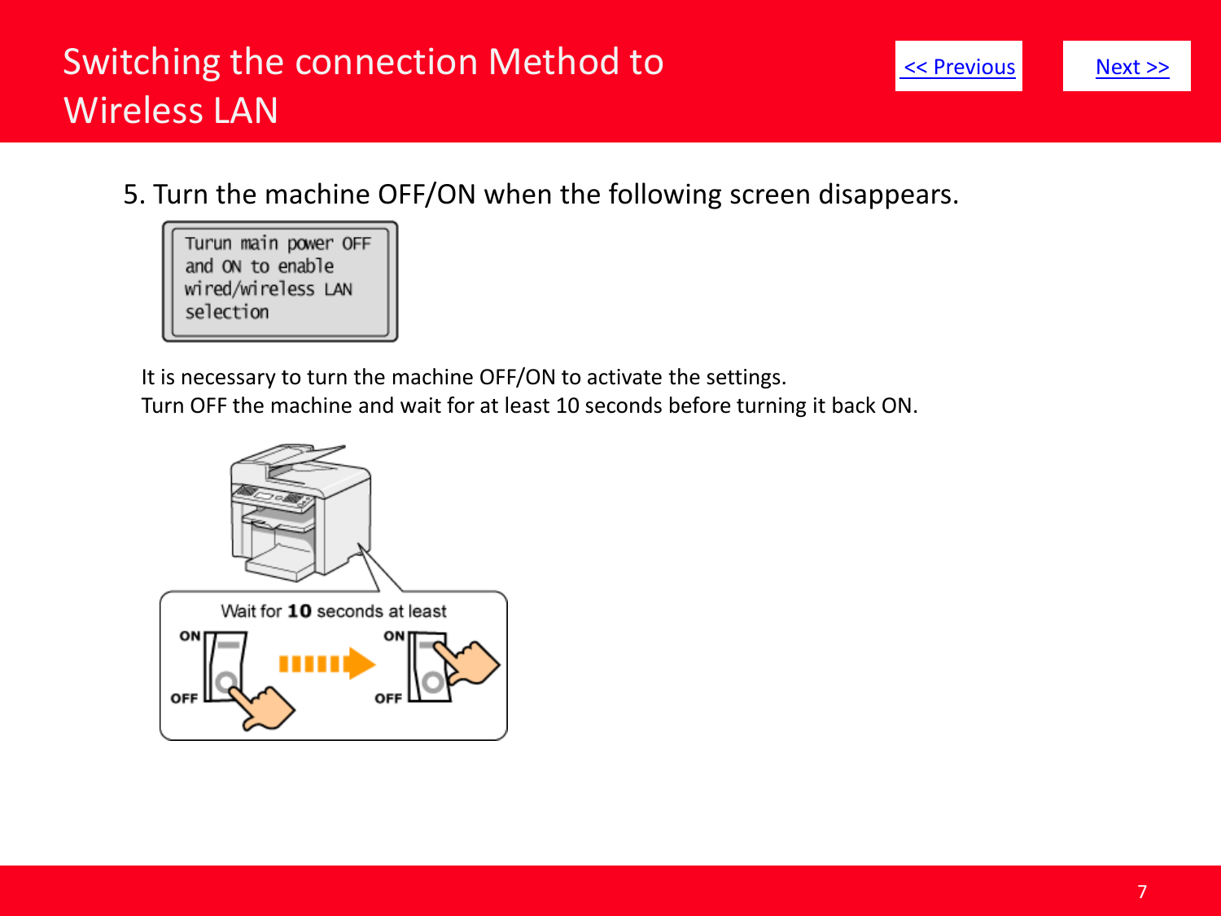# Switching the connection Method to Wireless LAN

<< Previous    Next >>

5. Turn the machine OFF/ON when the following screen disappears.

Turun main power OFF and ON to enable wired/wireless LAN selection

It is necessary to turn the machine OFF/ON to activate the settings.
Turn OFF the machine and wait for at least 10 seconds before turning it back ON.

Wait for **10** seconds at least

ON OFF ON OFF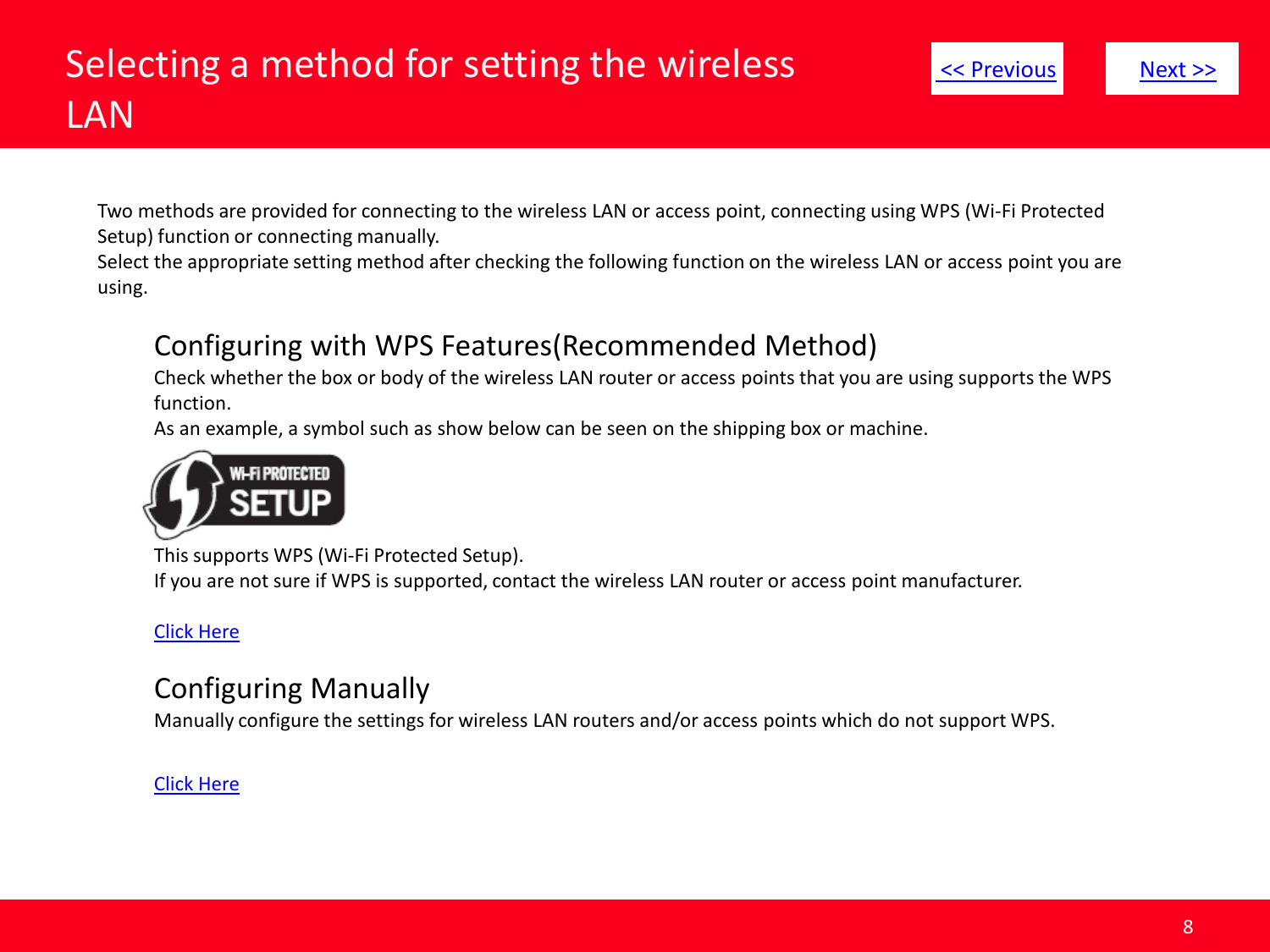# Selecting a method for setting the wireless LAN

<< Previous Next >>

Two methods are provided for connecting to the wireless LAN or access point, connecting using WPS (Wi-Fi Protected Setup) function or connecting manually.
Select the appropriate setting method after checking the following function on the wireless LAN or access point you are using.

## Configuring with WPS Features(Recommended Method)

Check whether the box or body of the wireless LAN router or access points that you are using supports the WPS function.
As an example, a symbol such as show below can be seen on the shipping box or machine.

WI-FI PROTECTED SETUP

This supports WPS (Wi-Fi Protected Setup).
If you are not sure if WPS is supported, contact the wireless LAN router or access point manufacturer.

Click Here

## Configuring Manually

Manually configure the settings for wireless LAN routers and/or access points which do not support WPS.

Click Here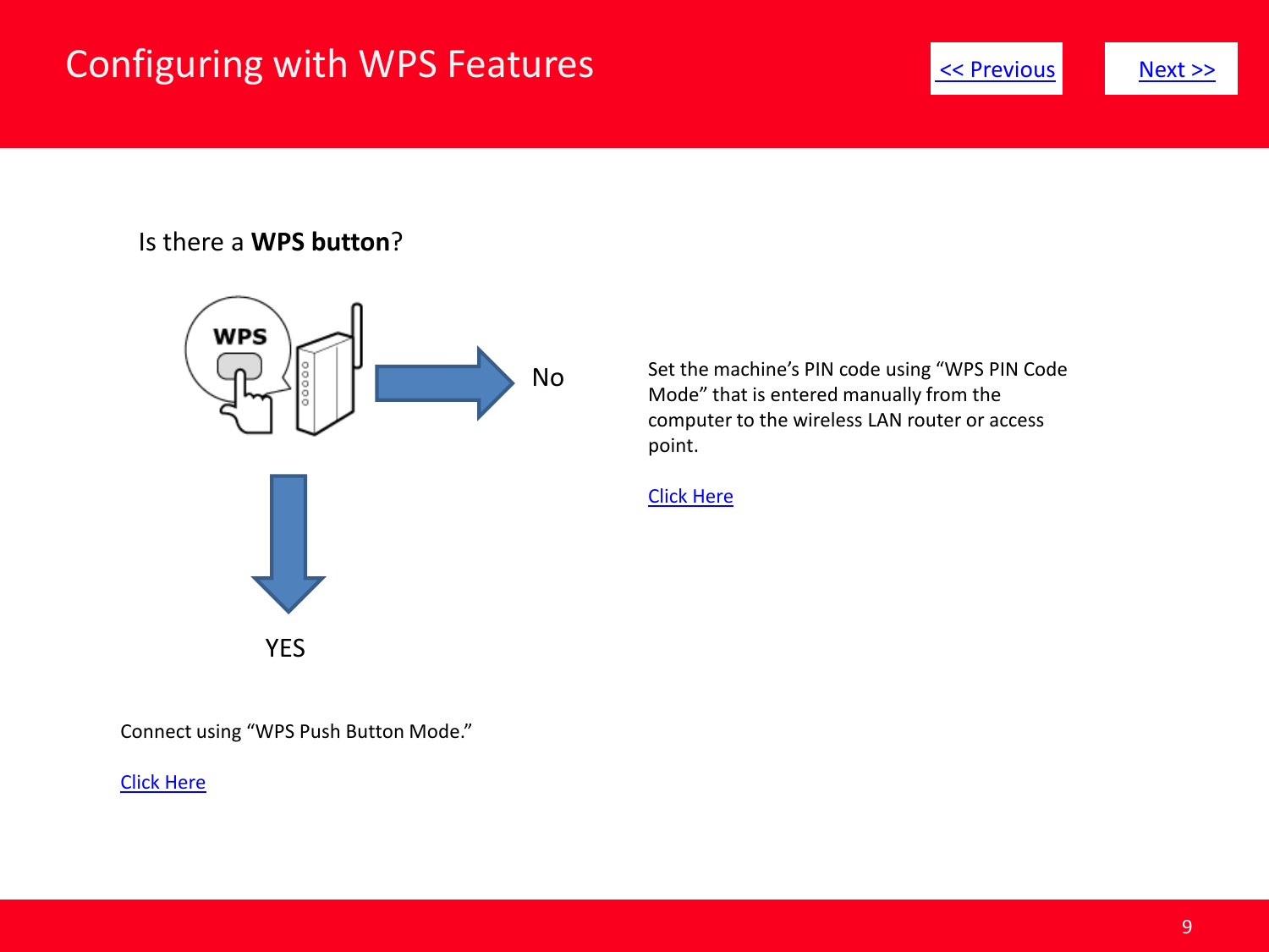# Configuring with WPS Features

<< Previous Next >>

Is there a **WPS button**?

No

Set the machine's PIN code using "WPS PIN Code Mode" that is entered manually from the computer to the wireless LAN router or access point.

Click Here

YES

Connect using "WPS Push Button Mode."

Click Here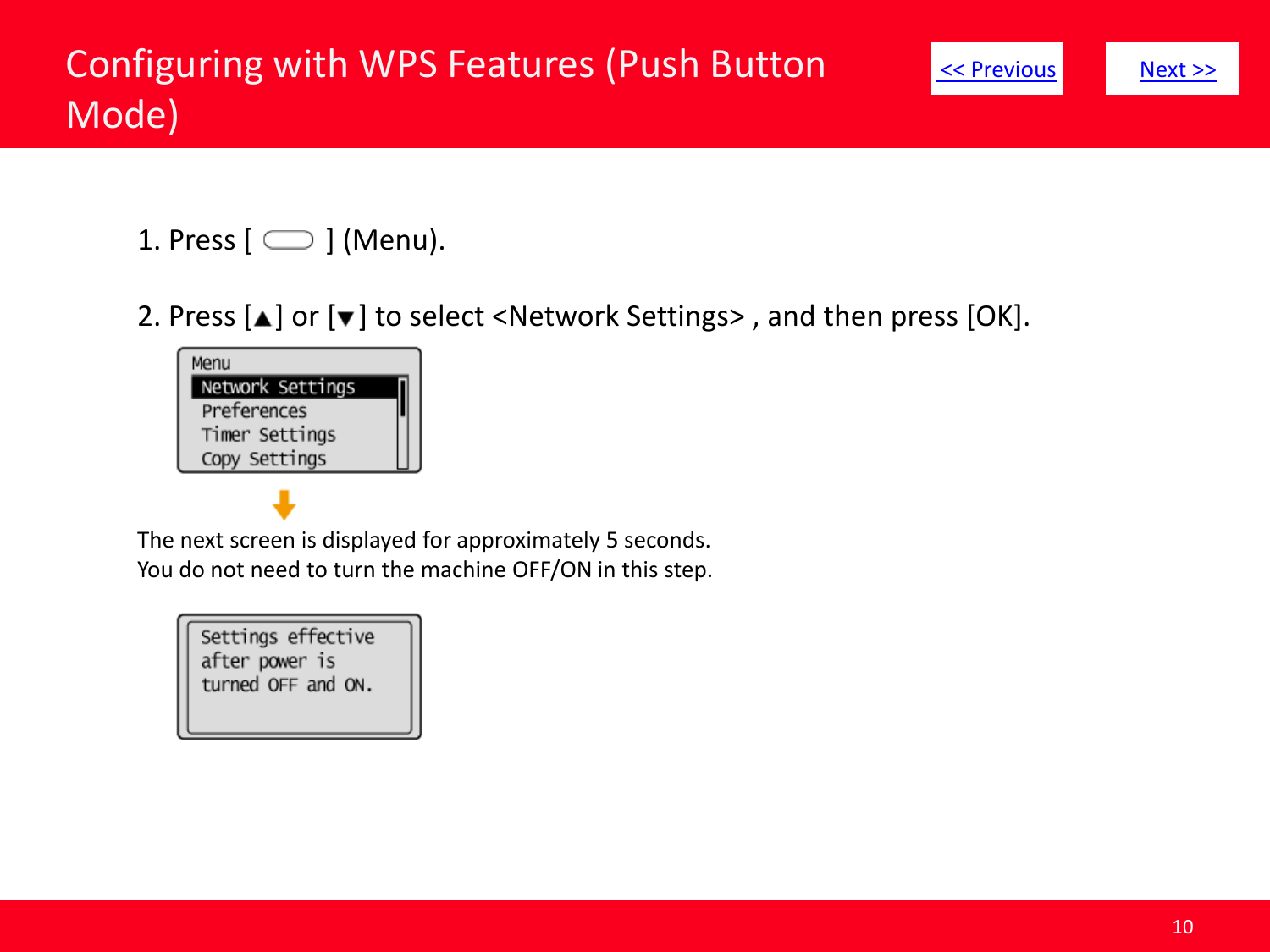# Configuring with WPS Features (Push Button Mode)

<< Previous    Next >>

1. Press [ ⬭ ] (Menu).

2. Press [▲] or [▼] to select <Network Settings> , and then press [OK].

```
Menu
 Network Settings
 Preferences
 Timer Settings
 Copy Settings
```

The next screen is displayed for approximately 5 seconds.
You do not need to turn the machine OFF/ON in this step.

```
Settings effective
after power is
turned OFF and ON.
```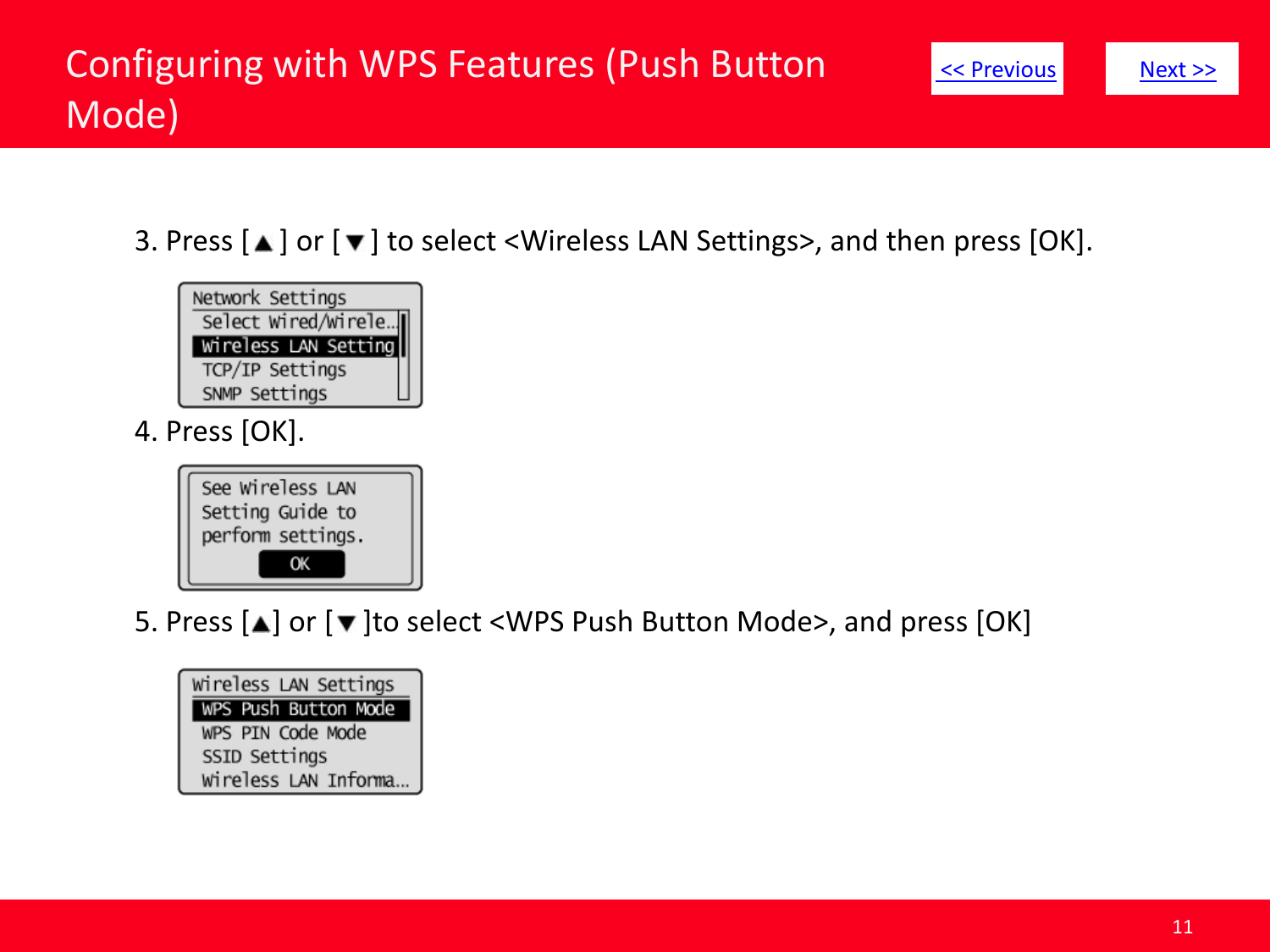# Configuring with WPS Features (Push Button Mode)

<< Previous | Next >>

3. Press [▲] or [▼] to select <Wireless LAN Settings>, and then press [OK].

```
Network Settings
 Select Wired/Wirele...
 Wireless LAN Setting
 TCP/IP Settings
 SNMP Settings
```

4. Press [OK].

```
See Wireless LAN
Setting Guide to
perform settings.
        OK
```

5. Press [▲] or [▼]to select <WPS Push Button Mode>, and press [OK]

```
Wireless LAN Settings
 WPS Push Button Mode
 WPS PIN Code Mode
 SSID Settings
 Wireless LAN Informa...
```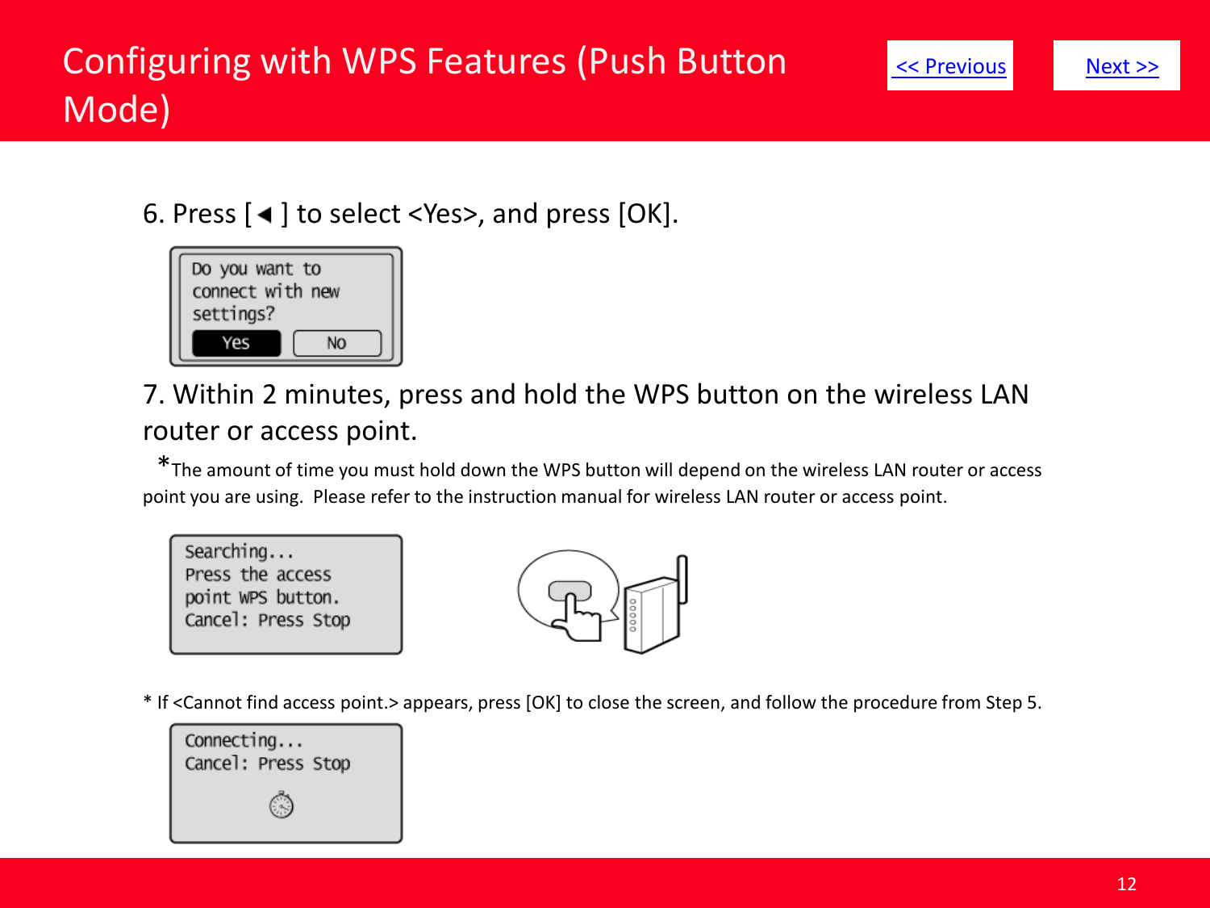# Configuring with WPS Features (Push Button Mode)

<< Previous    Next >>

6. Press [◄] to select <Yes>, and press [OK].

```
Do you want to
connect with new
settings?
 Yes    No
```

7. Within 2 minutes, press and hold the WPS button on the wireless LAN router or access point.

*The amount of time you must hold down the WPS button will depend on the wireless LAN router or access point you are using. Please refer to the instruction manual for wireless LAN router or access point.

```
Searching...
Press the access
point WPS button.
Cancel: Press Stop
```

* If <Cannot find access point.> appears, press [OK] to close the screen, and follow the procedure from Step 5.

```
Connecting...
Cancel: Press Stop
```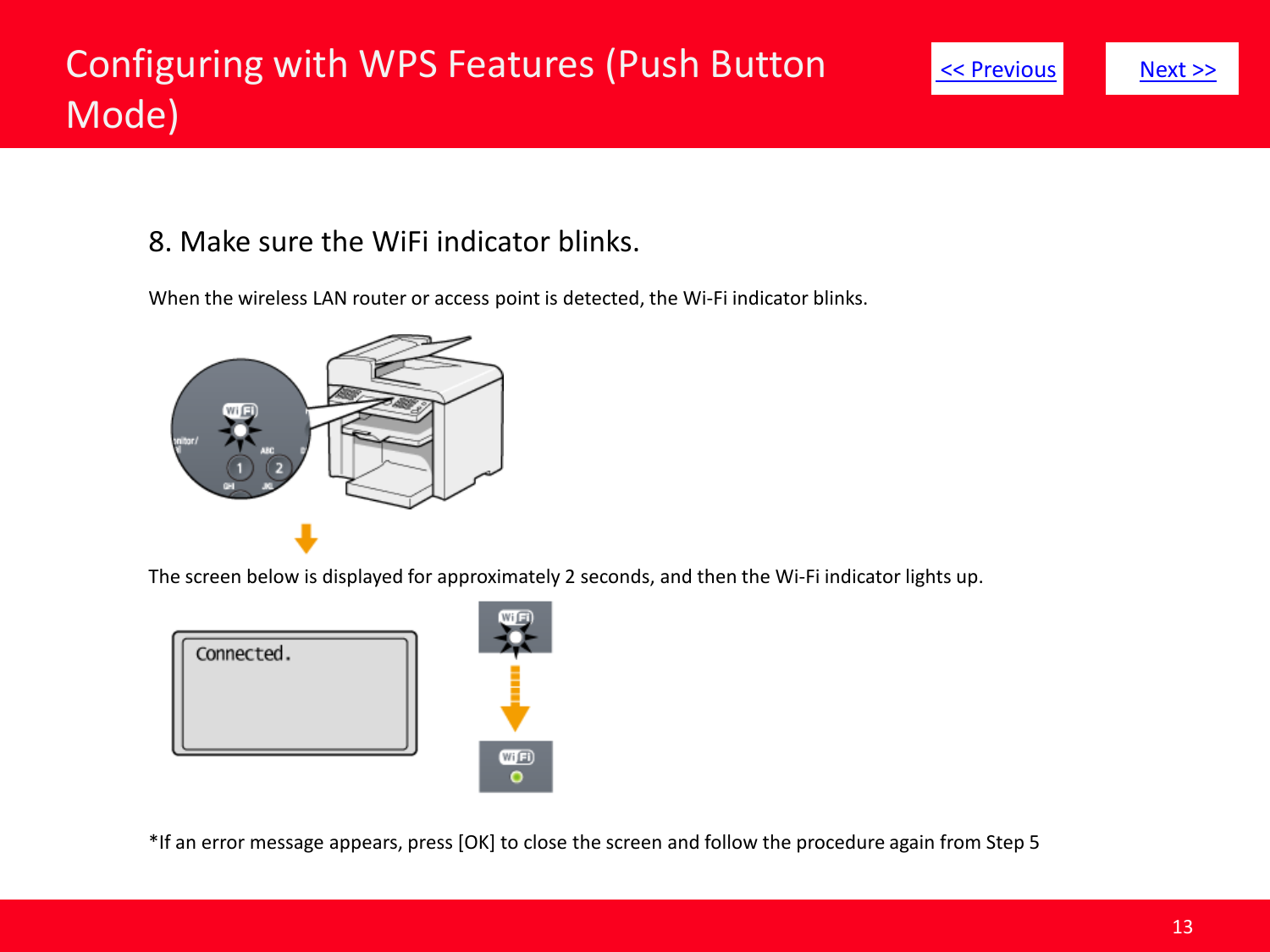# Configuring with WPS Features (Push Button Mode)

<< Previous    Next >>

## 8. Make sure the WiFi indicator blinks.

When the wireless LAN router or access point is detected, the Wi-Fi indicator blinks.

The screen below is displayed for approximately 2 seconds, and then the Wi-Fi indicator lights up.

*If an error message appears, press [OK] to close the screen and follow the procedure again from Step 5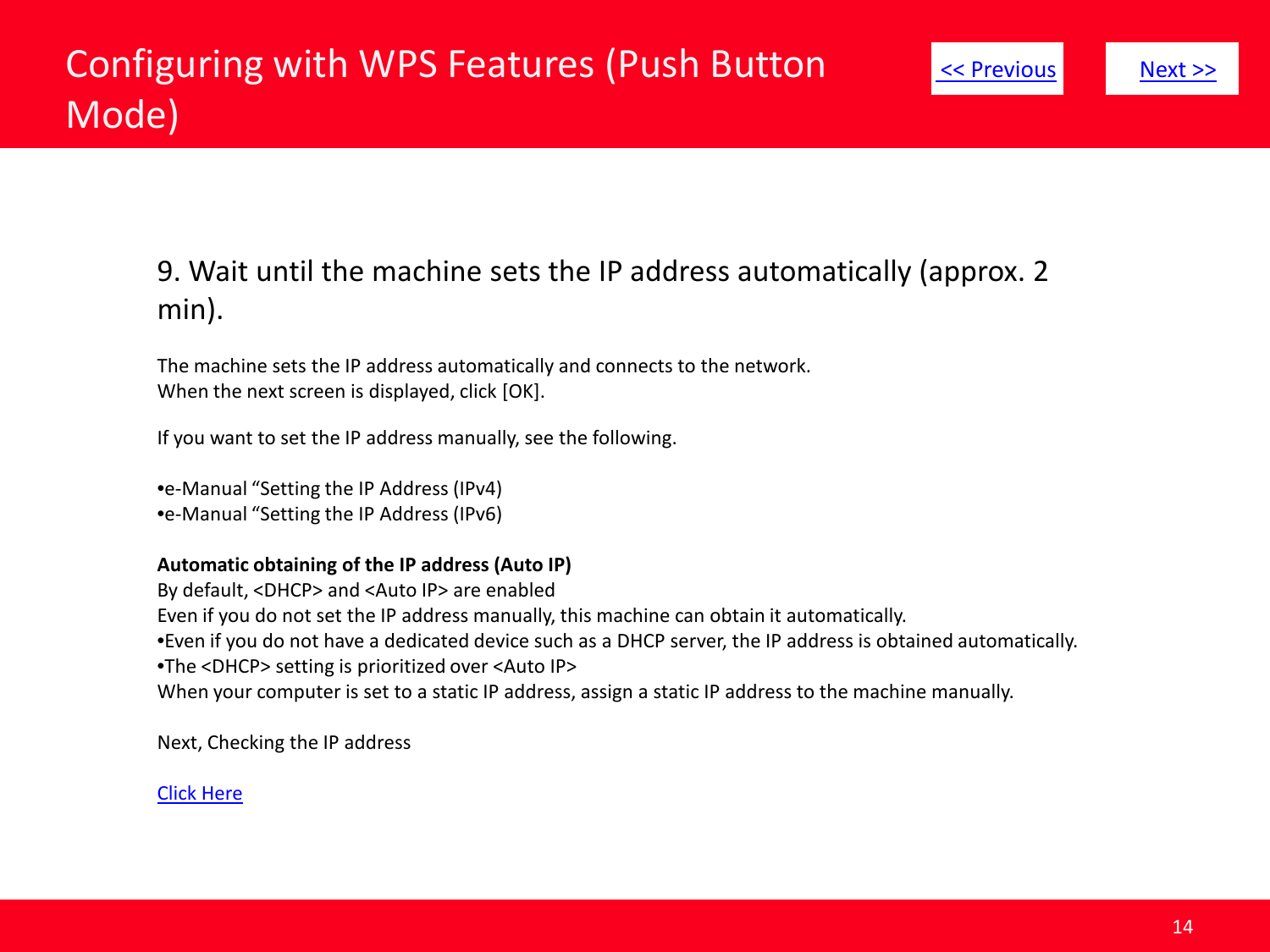# Configuring with WPS Features (Push Button Mode)

<< Previous    Next >>

## 9. Wait until the machine sets the IP address automatically (approx. 2 min).

The machine sets the IP address automatically and connects to the network.
When the next screen is displayed, click [OK].

If you want to set the IP address manually, see the following.

•e-Manual “Setting the IP Address (IPv4)
•e-Manual “Setting the IP Address (IPv6)

**Automatic obtaining of the IP address (Auto IP)**
By default, <DHCP> and <Auto IP> are enabled
Even if you do not set the IP address manually, this machine can obtain it automatically.
•Even if you do not have a dedicated device such as a DHCP server, the IP address is obtained automatically.
•The <DHCP> setting is prioritized over <Auto IP>
When your computer is set to a static IP address, assign a static IP address to the machine manually.

Next, Checking the IP address

Click Here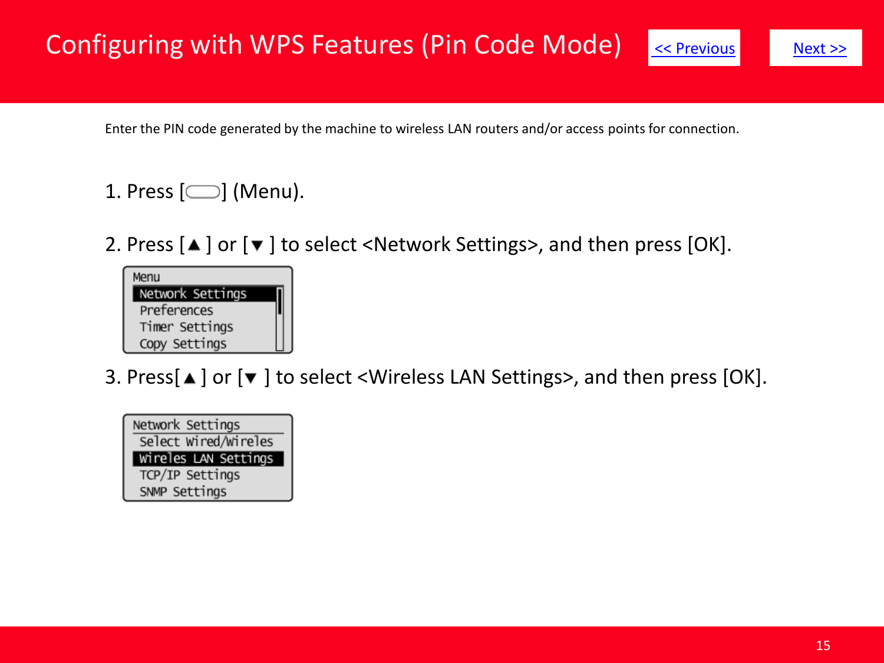# Configuring with WPS Features (Pin Code Mode)

<< Previous    Next >>

Enter the PIN code generated by the machine to wireless LAN routers and/or access points for connection.

1. Press [ ] (Menu).

2. Press [▲ ] or [▼ ] to select <Network Settings>, and then press [OK].

```
Menu
 Network Settings
 Preferences
 Timer Settings
 Copy Settings
```

3. Press[▲ ] or [▼ ] to select <Wireless LAN Settings>, and then press [OK].

```
Network Settings
 Select Wired/Wireles
 Wireles LAN Settings
 TCP/IP Settings
 SNMP Settings
```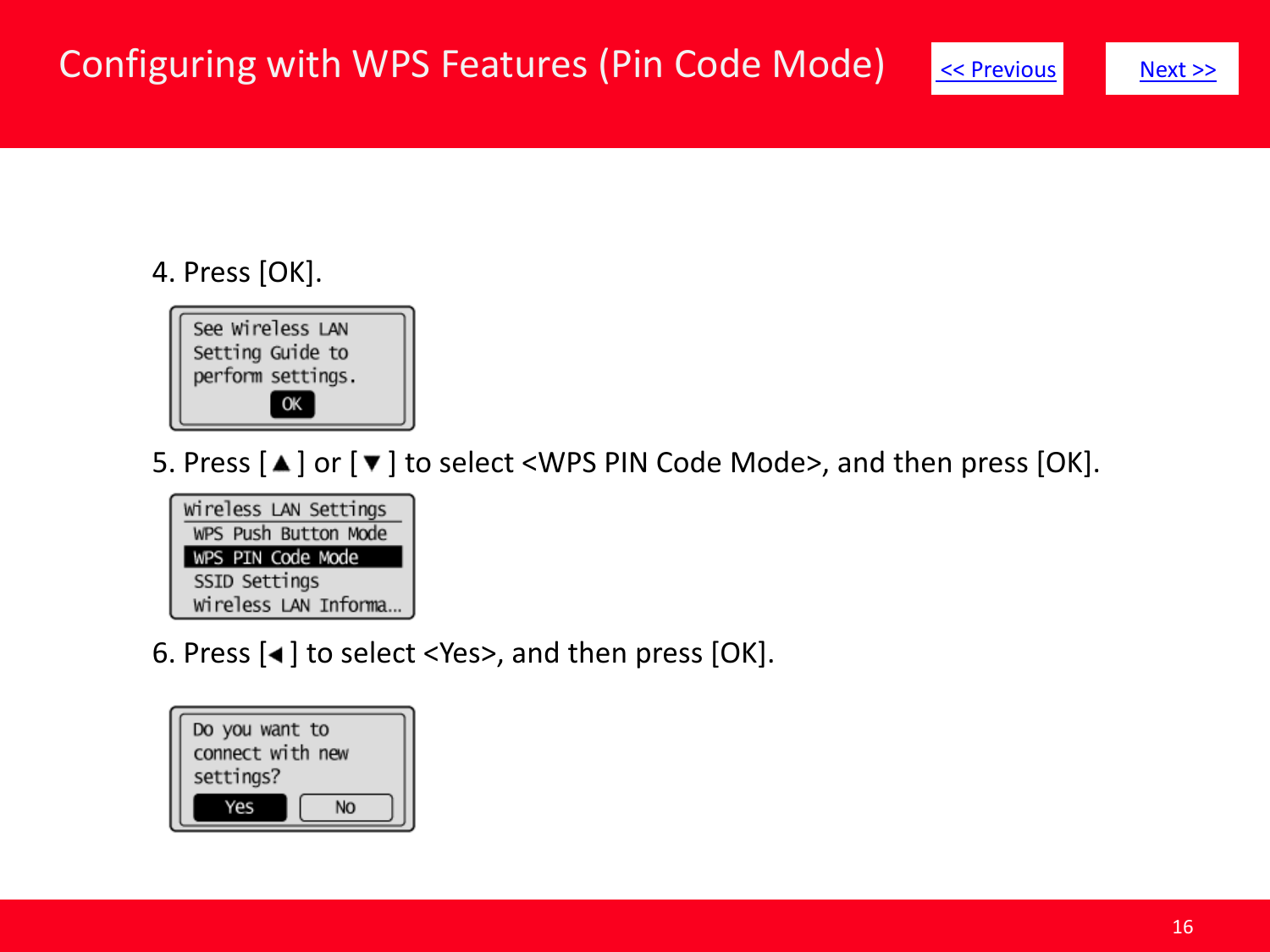# Configuring with WPS Features (Pin Code Mode)

<< Previous

Next >>

4. Press [OK].

```
See Wireless LAN
Setting Guide to
perform settings.
        OK
```

5. Press [▲] or [▼] to select <WPS PIN Code Mode>, and then press [OK].

```
Wireless LAN Settings
 WPS Push Button Mode
 WPS PIN Code Mode
 SSID Settings
 Wireless LAN Informa...
```

6. Press [◄] to select <Yes>, and then press [OK].

```
Do you want to
connect with new
settings?
   Yes        No
```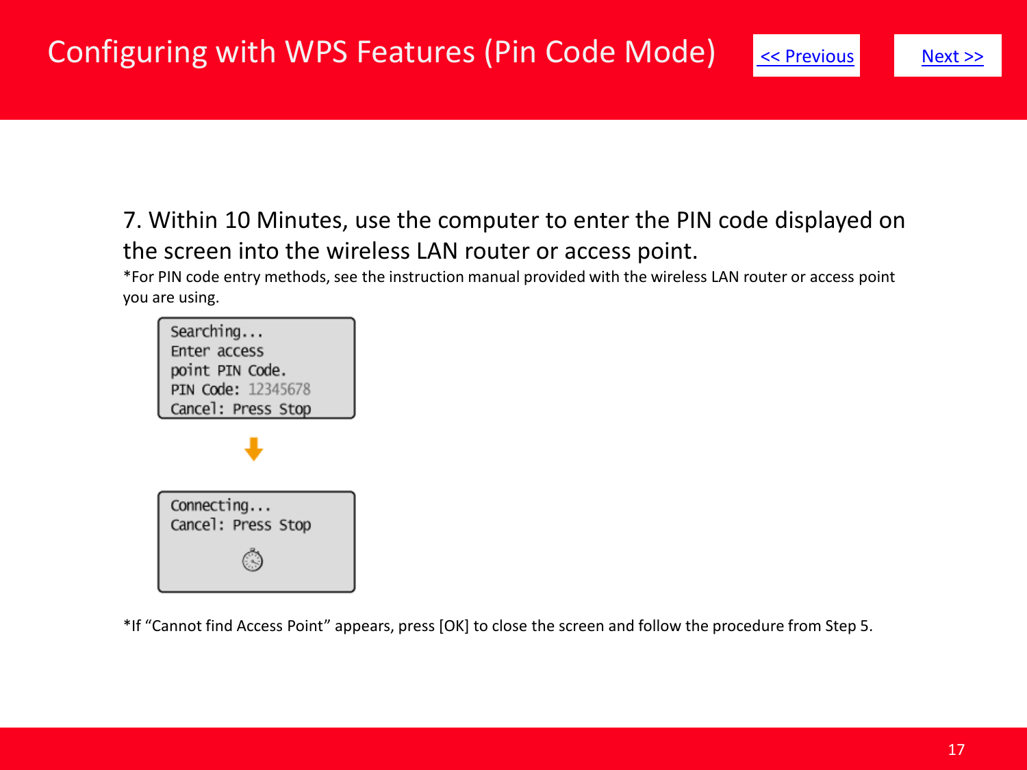# Configuring with WPS Features (Pin Code Mode)

<< Previous    Next >>

7. Within 10 Minutes, use the computer to enter the PIN code displayed on the screen into the wireless LAN router or access point.

*For PIN code entry methods, see the instruction manual provided with the wireless LAN router or access point you are using.

```
Searching...
Enter access
point PIN Code.
PIN Code: 12345678
Cancel: Press Stop
```

↓

```
Connecting...
Cancel: Press Stop
```

*If “Cannot find Access Point” appears, press [OK] to close the screen and follow the procedure from Step 5.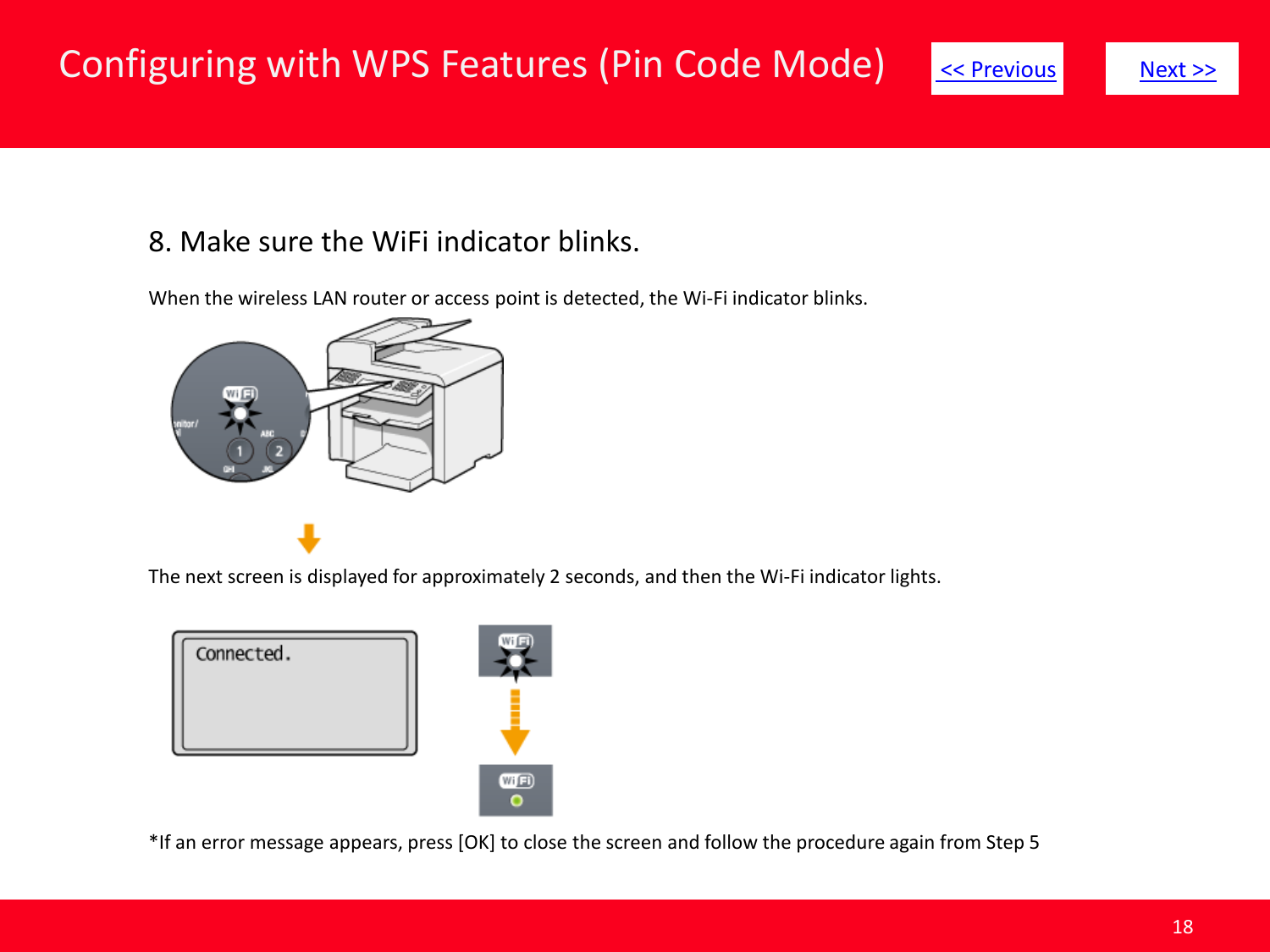# Configuring with WPS Features (Pin Code Mode)

<< Previous

Next >>

## 8. Make sure the WiFi indicator blinks.

When the wireless LAN router or access point is detected, the Wi-Fi indicator blinks.

The next screen is displayed for approximately 2 seconds, and then the Wi-Fi indicator lights.

Connected.

*If an error message appears, press [OK] to close the screen and follow the procedure again from Step 5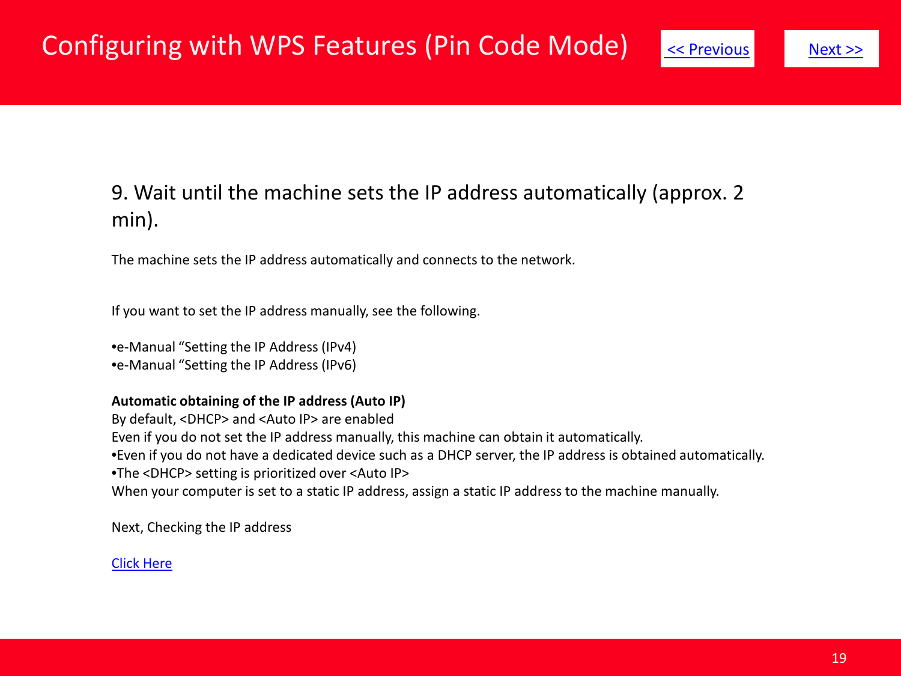# Configuring with WPS Features (Pin Code Mode)

<< Previous Next >>

## 9. Wait until the machine sets the IP address automatically (approx. 2 min).

The machine sets the IP address automatically and connects to the network.

If you want to set the IP address manually, see the following.

- e-Manual “Setting the IP Address (IPv4)
- e-Manual “Setting the IP Address (IPv6)

**Automatic obtaining of the IP address (Auto IP)**

By default, <DHCP> and <Auto IP> are enabled

Even if you do not set the IP address manually, this machine can obtain it automatically.

- Even if you do not have a dedicated device such as a DHCP server, the IP address is obtained automatically.
- The <DHCP> setting is prioritized over <Auto IP>

When your computer is set to a static IP address, assign a static IP address to the machine manually.

Next, Checking the IP address

Click Here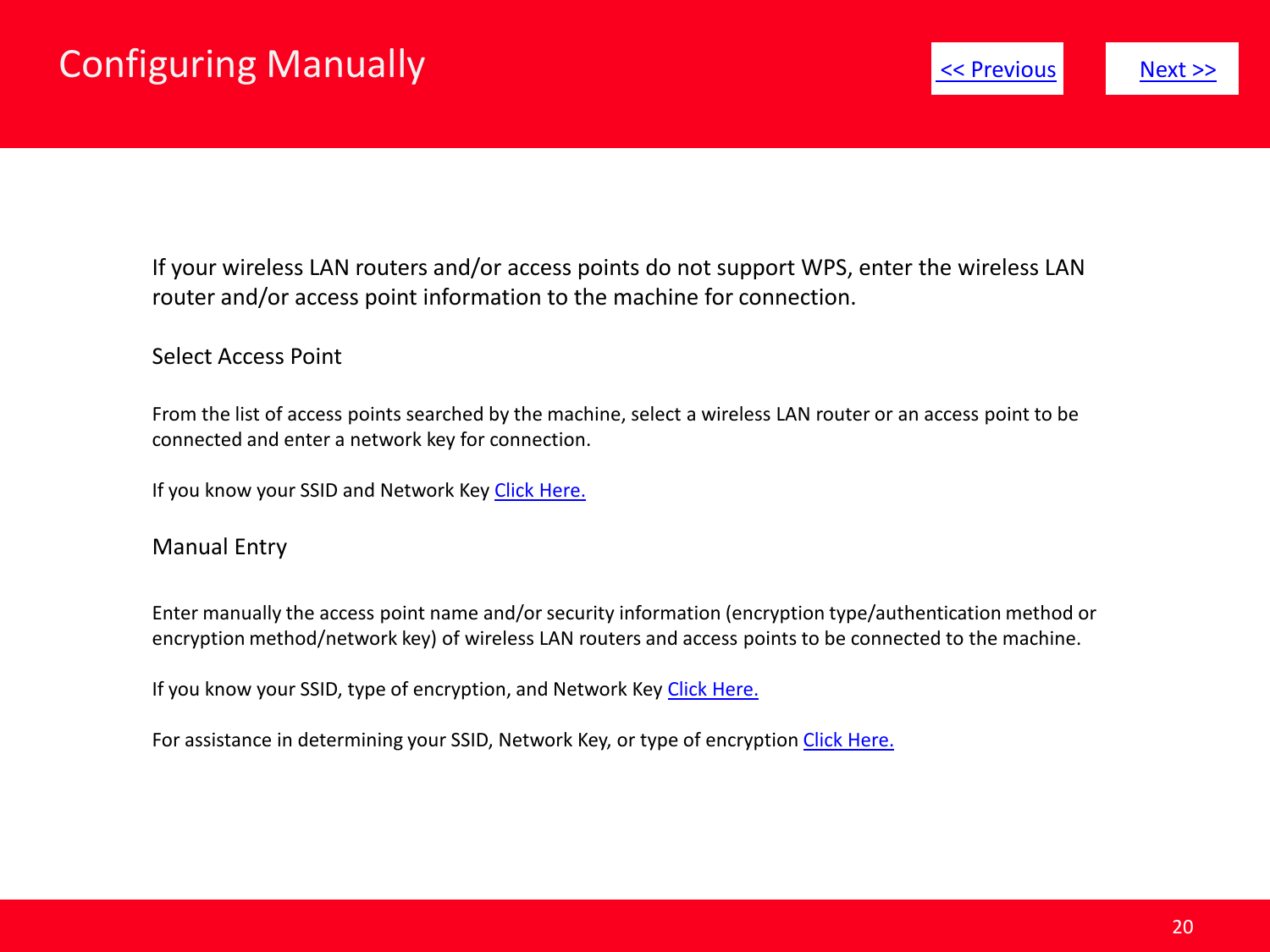# Configuring Manually

<< Previous | Next >>

If your wireless LAN routers and/or access points do not support WPS, enter the wireless LAN router and/or access point information to the machine for connection.

## Select Access Point

From the list of access points searched by the machine, select a wireless LAN router or an access point to be connected and enter a network key for connection.

If you know your SSID and Network Key Click Here.

## Manual Entry

Enter manually the access point name and/or security information (encryption type/authentication method or encryption method/network key) of wireless LAN routers and access points to be connected to the machine.

If you know your SSID, type of encryption, and Network Key Click Here.

For assistance in determining your SSID, Network Key, or type of encryption Click Here.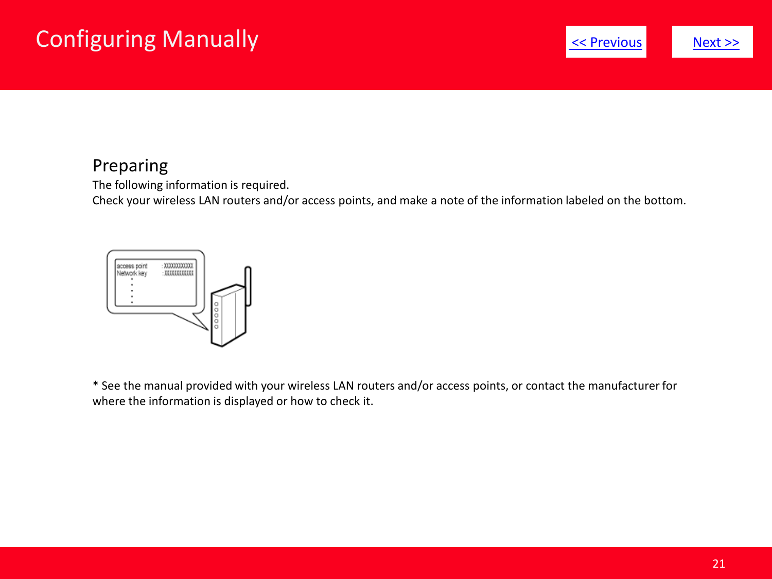# Configuring Manually

<< Previous    Next >>

## Preparing

The following information is required.
Check your wireless LAN routers and/or access points, and make a note of the information labeled on the bottom.

* See the manual provided with your wireless LAN routers and/or access points, or contact the manufacturer for where the information is displayed or how to check it.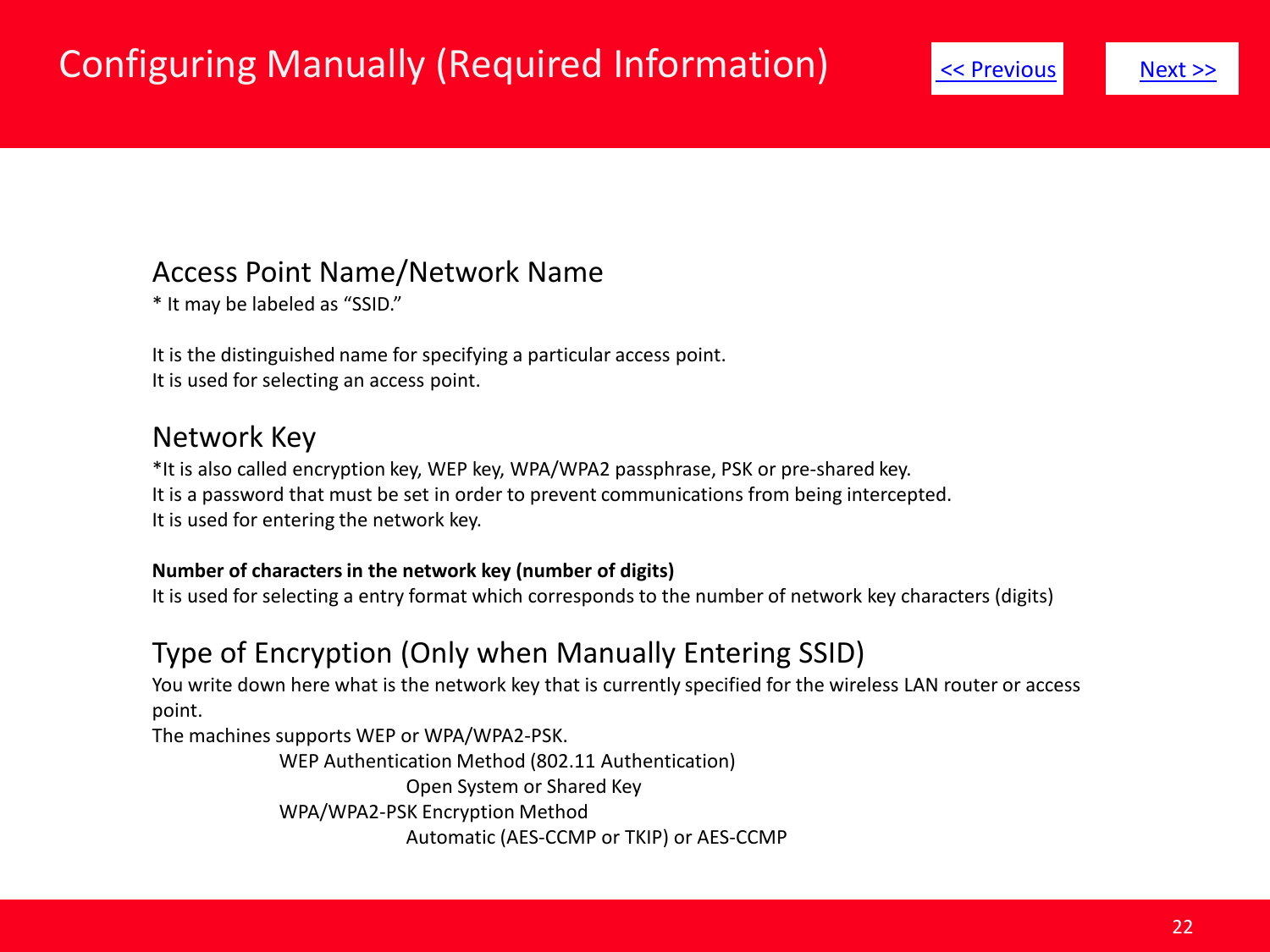# Configuring Manually (Required Information)

<< Previous    Next >>

## Access Point Name/Network Name

* It may be labeled as “SSID.”

It is the distinguished name for specifying a particular access point.
It is used for selecting an access point.

## Network Key

*It is also called encryption key, WEP key, WPA/WPA2 passphrase, PSK or pre-shared key.
It is a password that must be set in order to prevent communications from being intercepted.
It is used for entering the network key.

**Number of characters in the network key (number of digits)**
It is used for selecting a entry format which corresponds to the number of network key characters (digits)

## Type of Encryption (Only when Manually Entering SSID)

You write down here what is the network key that is currently specified for the wireless LAN router or access point.
The machines supports WEP or WPA/WPA2-PSK.

- WEP Authentication Method (802.11 Authentication)
  - Open System or Shared Key
- WPA/WPA2-PSK Encryption Method
  - Automatic (AES-CCMP or TKIP) or AES-CCMP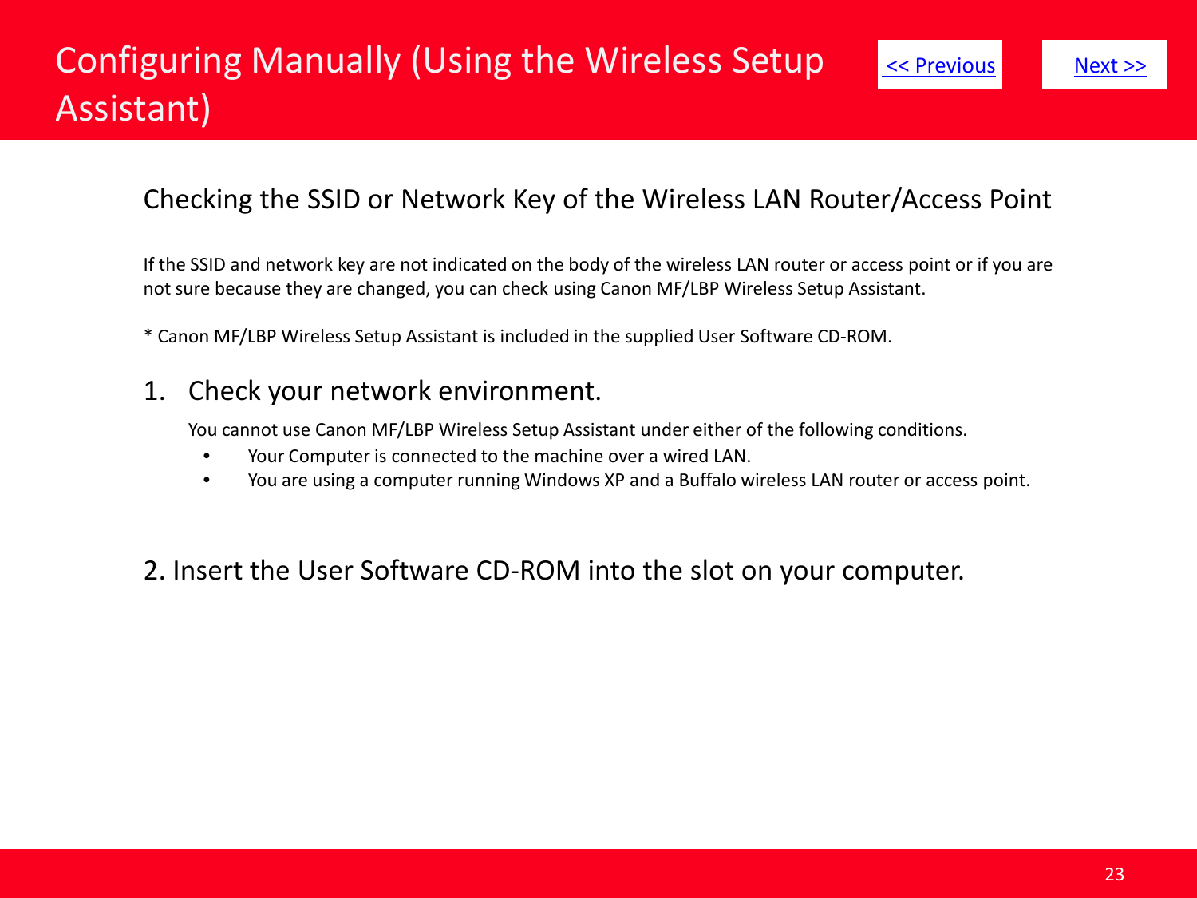# Configuring Manually (Using the Wireless Setup Assistant)

## Checking the SSID or Network Key of the Wireless LAN Router/Access Point

If the SSID and network key are not indicated on the body of the wireless LAN router or access point or if you are not sure because they are changed, you can check using Canon MF/LBP Wireless Setup Assistant.

* Canon MF/LBP Wireless Setup Assistant is included in the supplied User Software CD-ROM.

### 1. Check your network environment.

You cannot use Canon MF/LBP Wireless Setup Assistant under either of the following conditions.

- Your Computer is connected to the machine over a wired LAN.
- You are using a computer running Windows XP and a Buffalo wireless LAN router or access point.

### 2. Insert the User Software CD-ROM into the slot on your computer.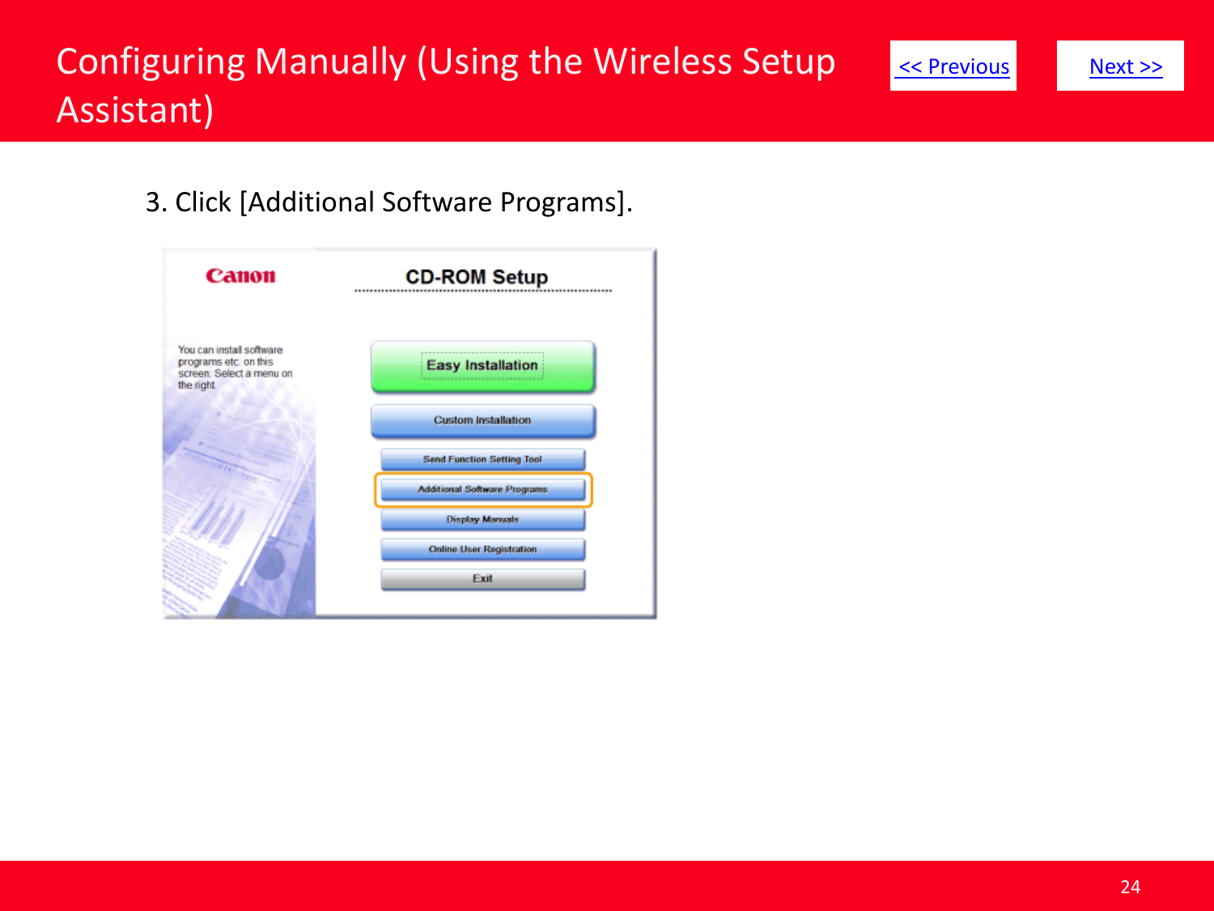# Configuring Manually (Using the Wireless Setup Assistant)

<< Previous Next >>

3. Click [Additional Software Programs].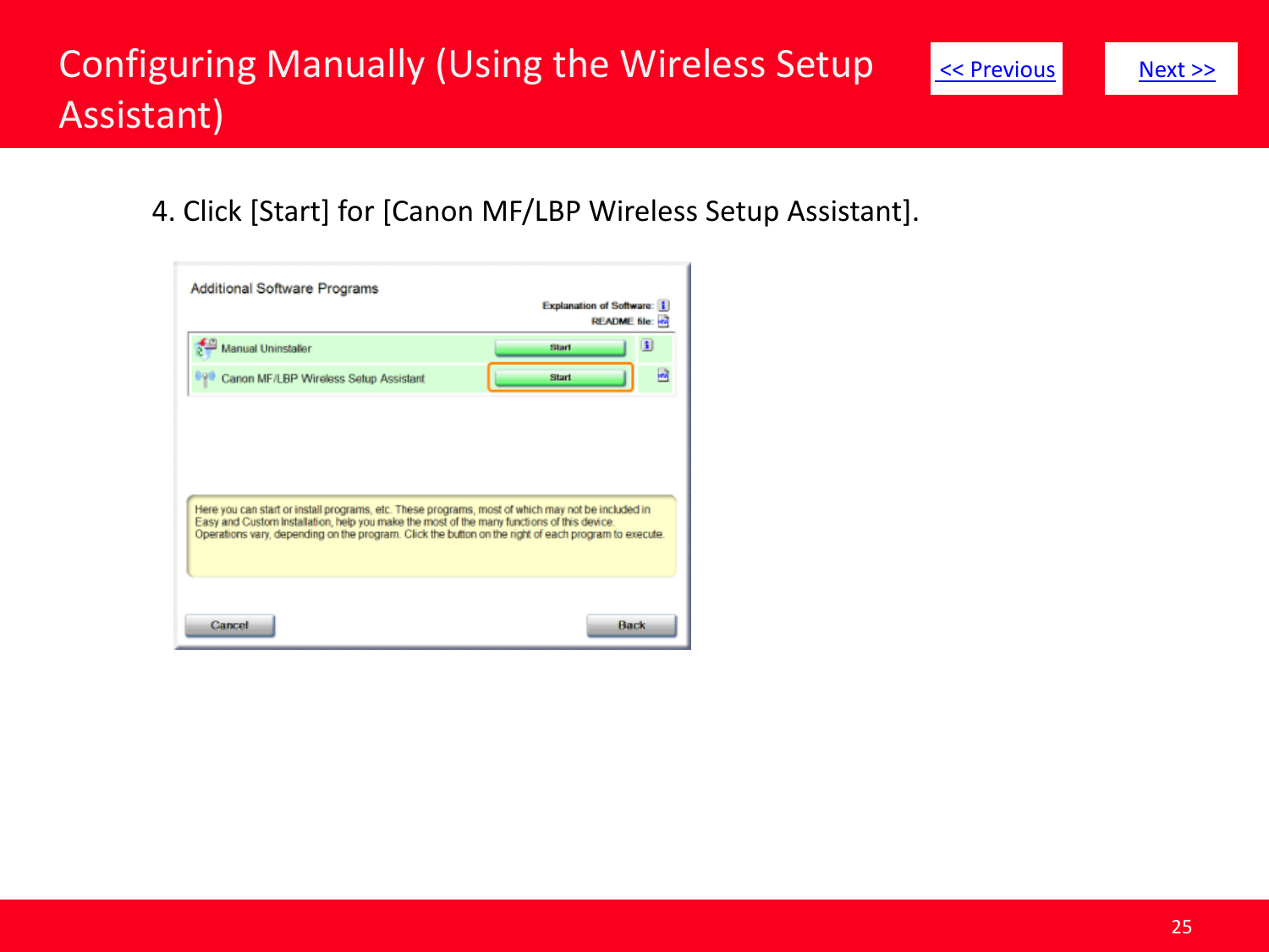# Configuring Manually (Using the Wireless Setup Assistant)

<< Previous　　Next >>

4. Click [Start] for [Canon MF/LBP Wireless Setup Assistant].

Additional Software Programs

Explanation of Software:
README file:

| | | |
|---|---|---|
| Manual Uninstaller | Start | |
| Canon MF/LBP Wireless Setup Assistant | Start | |

Here you can start or install programs, etc. These programs, most of which may not be included in Easy and Custom Installation, help you make the most of the many functions of this device. Operations vary, depending on the program. Click the button on the right of each program to execute.

Cancel　　Back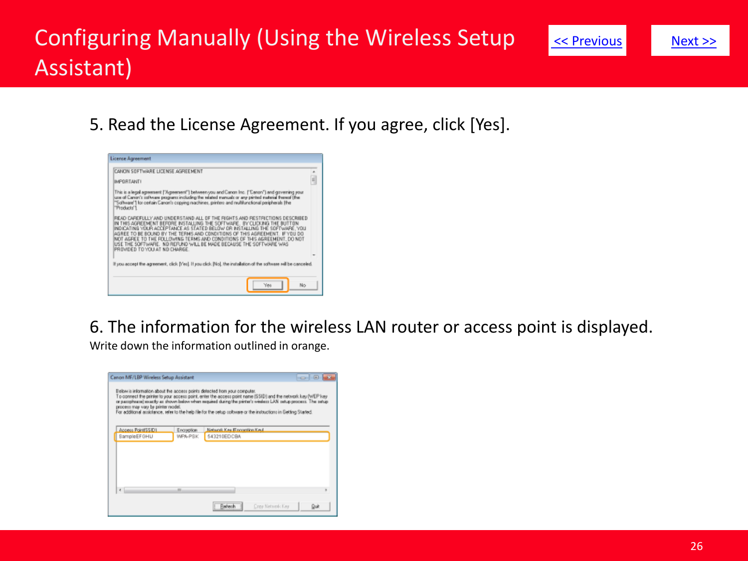# Configuring Manually (Using the Wireless Setup Assistant)

<< Previous

Next >>

5. Read the License Agreement. If you agree, click [Yes].

6. The information for the wireless LAN router or access point is displayed.

Write down the information outlined in orange.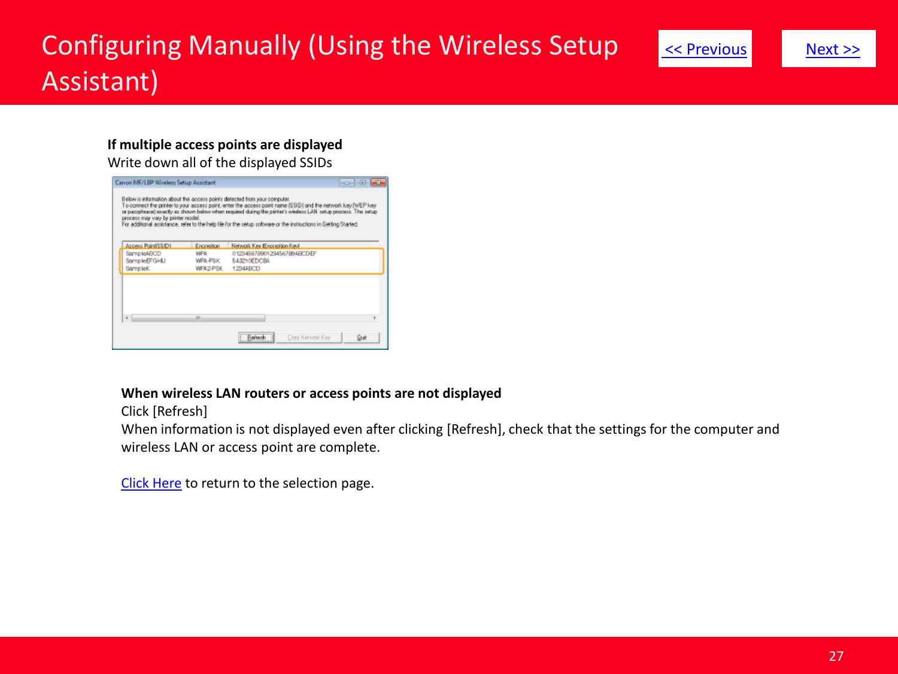# Configuring Manually (Using the Wireless Setup Assistant)

<< Previous Next >>

**If multiple access points are displayed**
Write down all of the displayed SSIDs

**When wireless LAN routers or access points are not displayed**
Click [Refresh]
When information is not displayed even after clicking [Refresh], check that the settings for the computer and wireless LAN or access point are complete.

Click Here to return to the selection page.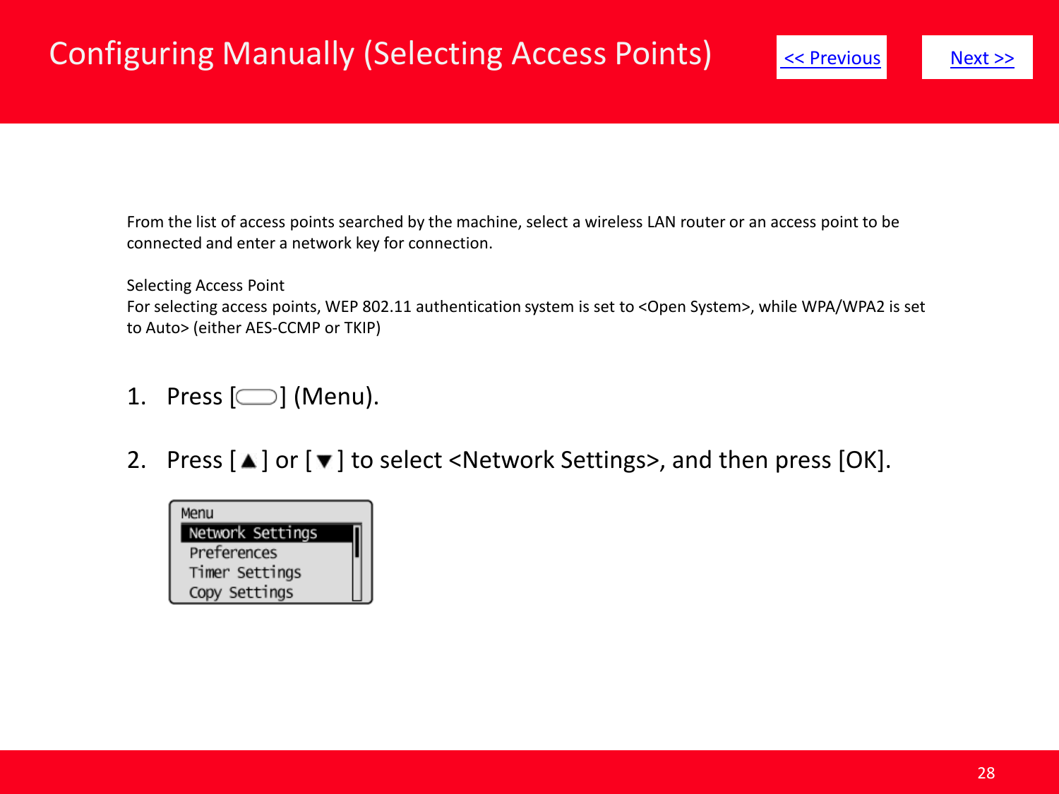# Configuring Manually (Selecting Access Points)

<< Previous Next >>

From the list of access points searched by the machine, select a wireless LAN router or an access point to be connected and enter a network key for connection.

Selecting Access Point
For selecting access points, WEP 802.11 authentication system is set to <Open System>, while WPA/WPA2 is set to Auto> (either AES-CCMP or TKIP)

1. Press [ ] (Menu).

2. Press [▲] or [▼] to select <Network Settings>, and then press [OK].

```
Menu
Network Settings
Preferences
Timer Settings
Copy Settings
```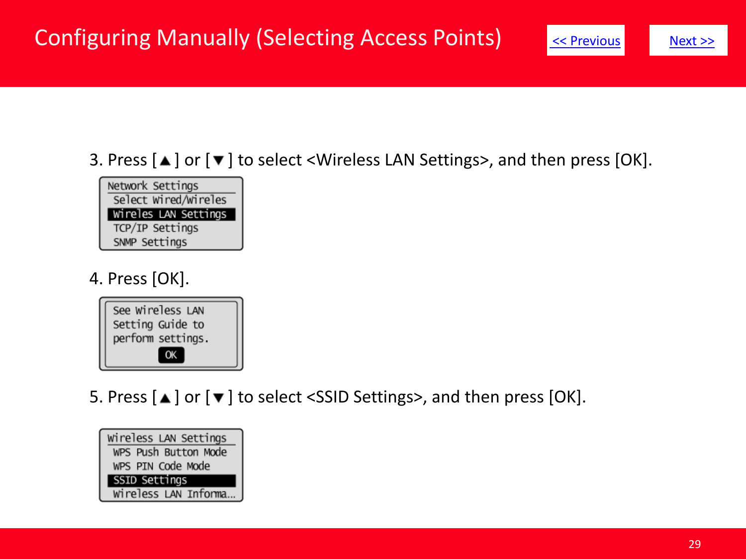# Configuring Manually (Selecting Access Points)

<< Previous    Next >>

3. Press [▲] or [▼] to select <Wireless LAN Settings>, and then press [OK].

```
Network Settings
 Select Wired/Wireles
 Wireles LAN Settings
 TCP/IP Settings
 SNMP Settings
```

4. Press [OK].

```
See Wireless LAN
Setting Guide to
perform settings.
        OK
```

5. Press [▲] or [▼] to select <SSID Settings>, and then press [OK].

```
Wireless LAN Settings
 WPS Push Button Mode
 WPS PIN Code Mode
 SSID Settings
 Wireless LAN Informa...
```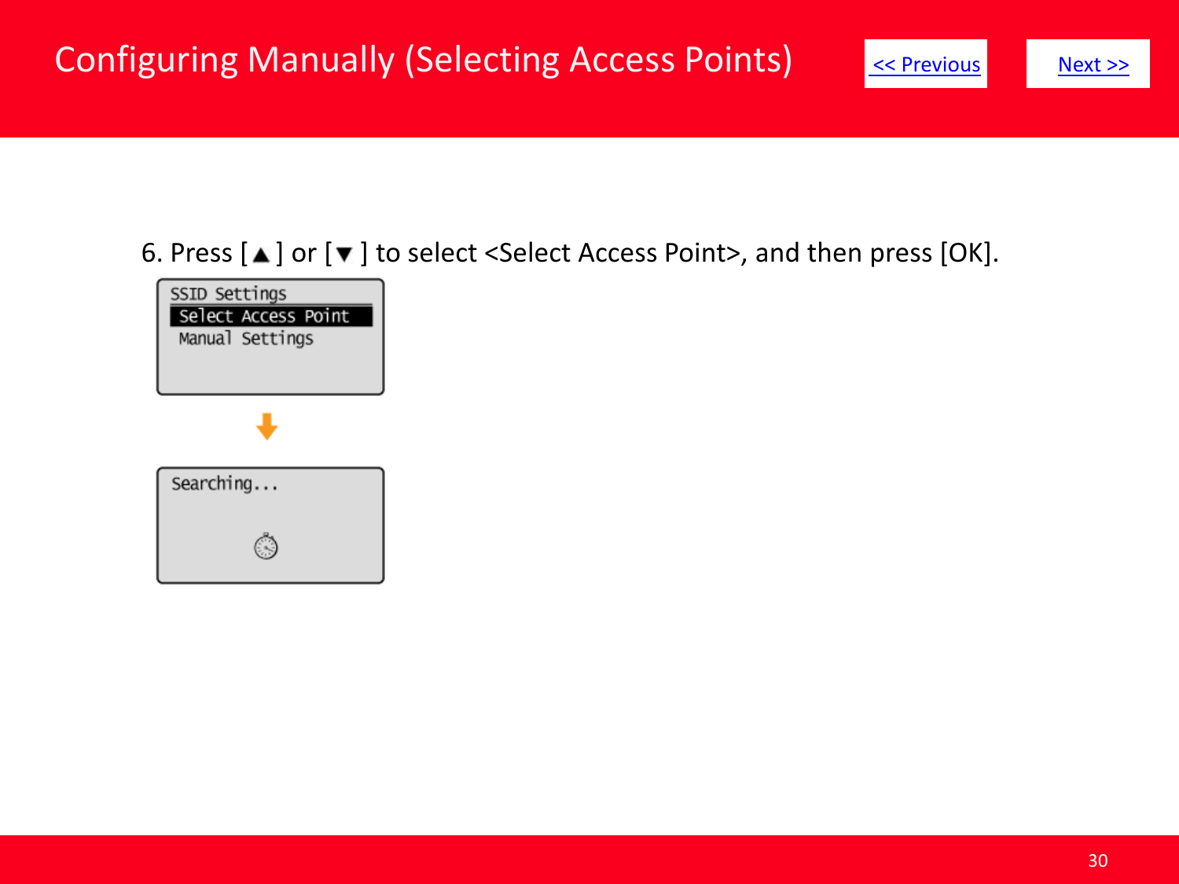# Configuring Manually (Selecting Access Points)

<< Previous

Next >>

6. Press [▲] or [▼] to select <Select Access Point>, and then press [OK].

SSID Settings
Select Access Point
Manual Settings

Searching...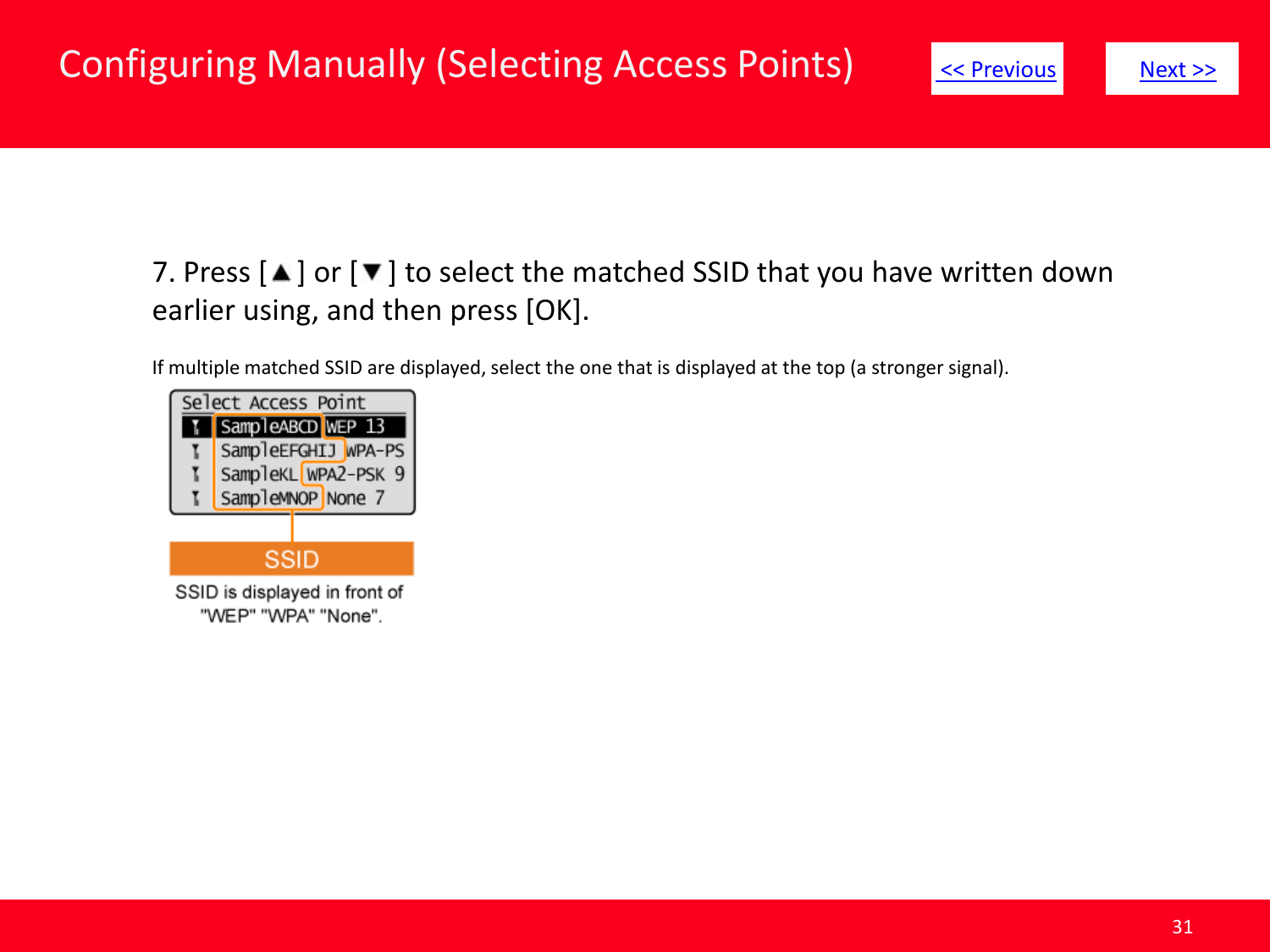# Configuring Manually (Selecting Access Points)

<< Previous

Next >>

7. Press [▲] or [▼] to select the matched SSID that you have written down earlier using, and then press [OK].

If multiple matched SSID are displayed, select the one that is displayed at the top (a stronger signal).

Select Access Point
SampleABCD WEP 13
SampleEFGHIJ WPA-PS
SampleKL WPA2-PSK 9
SampleMNOP None 7

SSID

SSID is displayed in front of "WEP" "WPA" "None".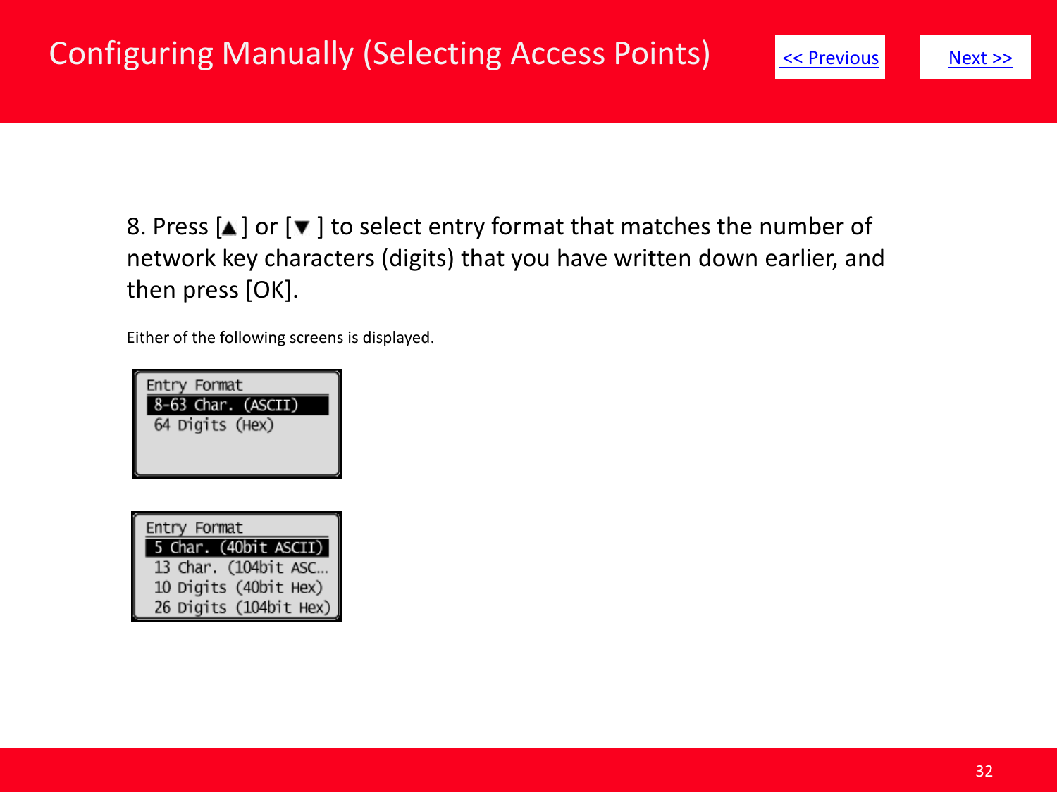# Configuring Manually (Selecting Access Points)

<< Previous | Next >>

8. Press [▲] or [▼] to select entry format that matches the number of network key characters (digits) that you have written down earlier, and then press [OK].

Either of the following screens is displayed.

```
Entry Format
8-63 Char. (ASCII)
64 Digits (Hex)
```

```
Entry Format
5 Char. (40bit ASCII)
13 Char. (104bit ASC...
10 Digits (40bit Hex)
26 Digits (104bit Hex)
```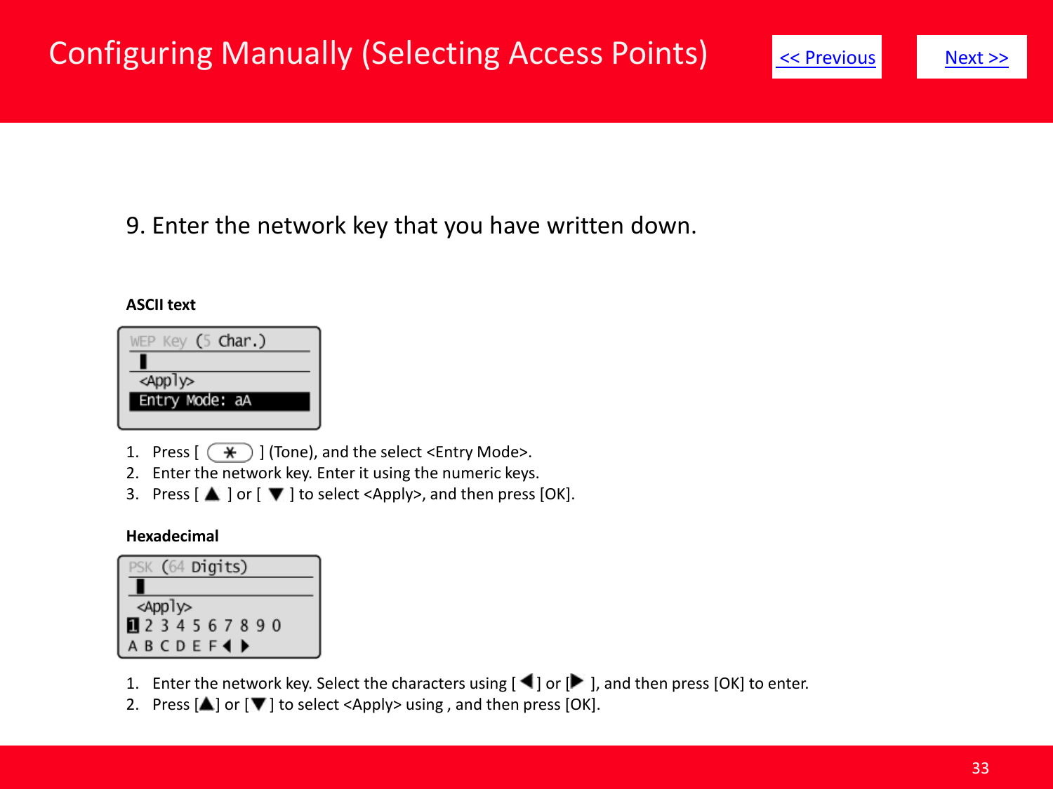# Configuring Manually (Selecting Access Points)

<< Previous | Next >>

9. Enter the network key that you have written down.

**ASCII text**

```
WEP Key (5 Char.)
▮
<Apply>
Entry Mode: aA
```

1. Press [ ✱ ] (Tone), and the select <Entry Mode>.
2. Enter the network key. Enter it using the numeric keys.
3. Press [ ▲ ] or [ ▼ ] to select <Apply>, and then press [OK].

**Hexadecimal**

```
PSK (64 Digits)
▮
<Apply>
1 2 3 4 5 6 7 8 9 0
A B C D E F ◀ ▶
```

1. Enter the network key. Select the characters using [ ◀ ] or [ ▶ ], and then press [OK] to enter.
2. Press [▲] or [▼] to select <Apply> using , and then press [OK].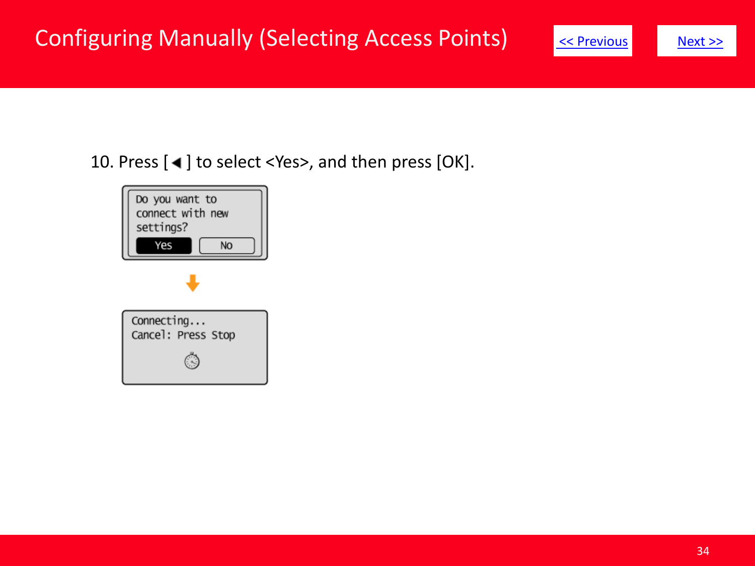# Configuring Manually (Selecting Access Points)

<< Previous

Next >>

10. Press [◀] to select <Yes>, and then press [OK].

Do you want to connect with new settings?

Yes No

Connecting...
Cancel: Press Stop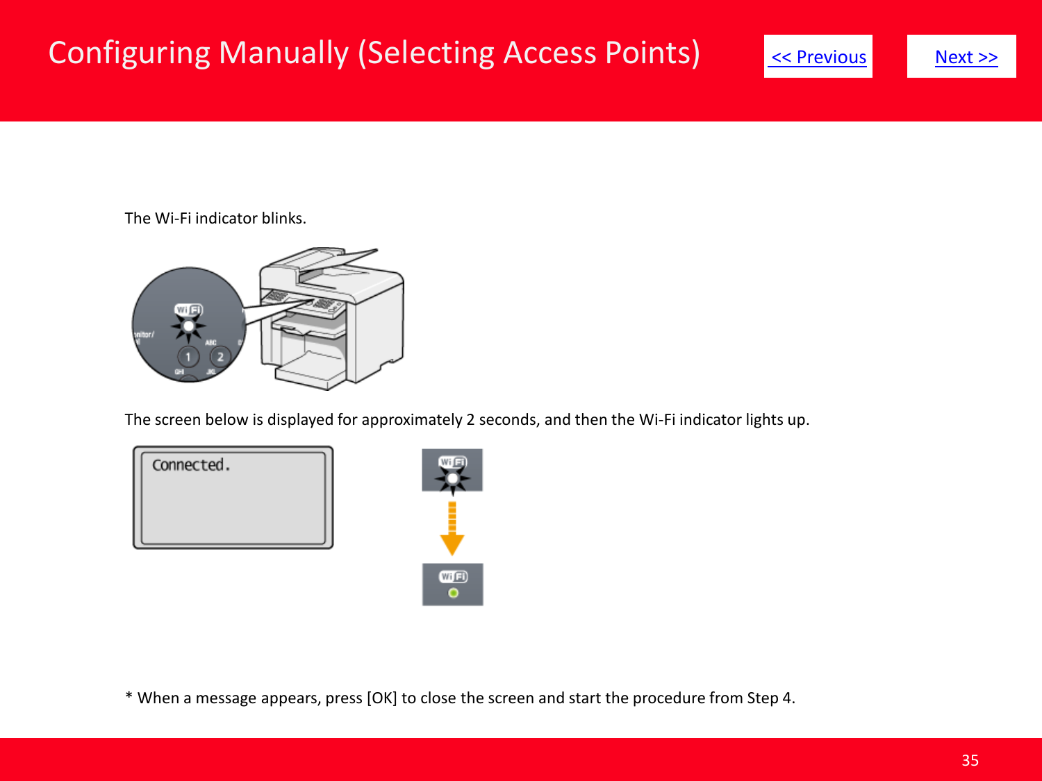# Configuring Manually (Selecting Access Points)

<< Previous    Next >>

The Wi-Fi indicator blinks.

The screen below is displayed for approximately 2 seconds, and then the Wi-Fi indicator lights up.

Connected.

* When a message appears, press [OK] to close the screen and start the procedure from Step 4.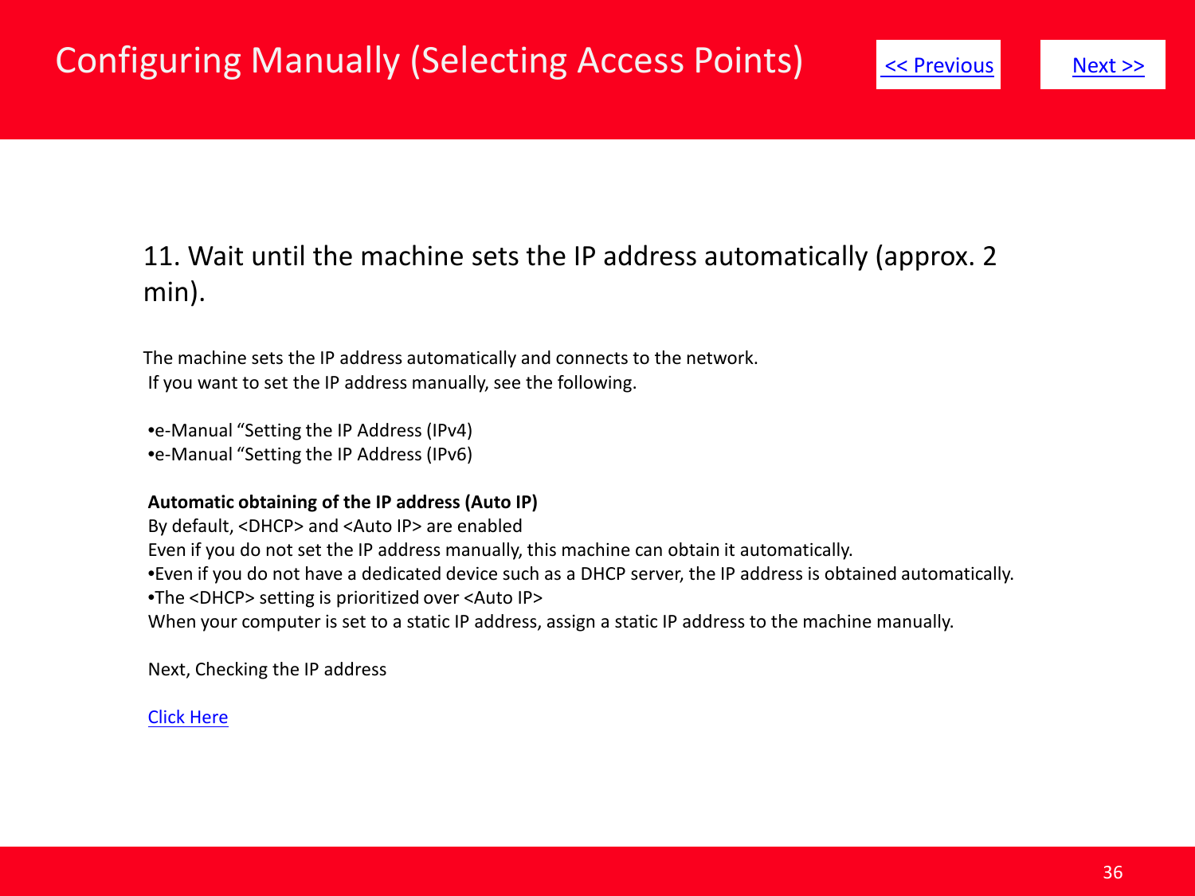# Configuring Manually (Selecting Access Points)

<< Previous    Next >>

## 11. Wait until the machine sets the IP address automatically (approx. 2 min).

The machine sets the IP address automatically and connects to the network.
If you want to set the IP address manually, see the following.

•e-Manual “Setting the IP Address (IPv4)
•e-Manual “Setting the IP Address (IPv6)

**Automatic obtaining of the IP address (Auto IP)**
By default, <DHCP> and <Auto IP> are enabled
Even if you do not set the IP address manually, this machine can obtain it automatically.
•Even if you do not have a dedicated device such as a DHCP server, the IP address is obtained automatically.
•The <DHCP> setting is prioritized over <Auto IP>
When your computer is set to a static IP address, assign a static IP address to the machine manually.

Next, Checking the IP address

Click Here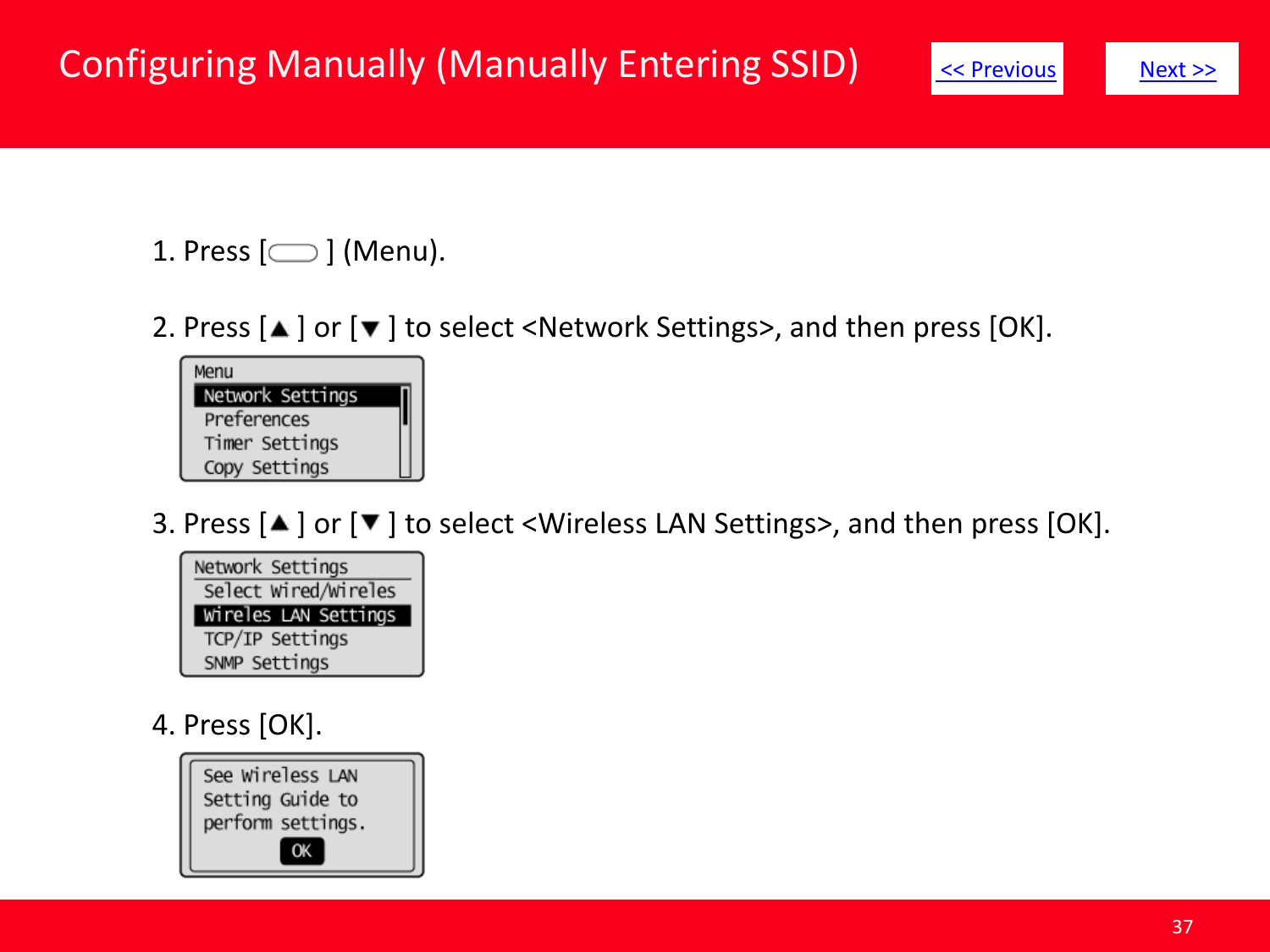# Configuring Manually (Manually Entering SSID)

<< Previous    Next >>

1. Press [ ] (Menu).

2. Press [▲] or [▼] to select <Network Settings>, and then press [OK].

```
Menu
Network Settings
Preferences
Timer Settings
Copy Settings
```

3. Press [▲] or [▼] to select <Wireless LAN Settings>, and then press [OK].

```
Network Settings
Select Wired/Wireles
Wireles LAN Settings
TCP/IP Settings
SNMP Settings
```

4. Press [OK].

```
See Wireless LAN
Setting Guide to
perform settings.
OK
```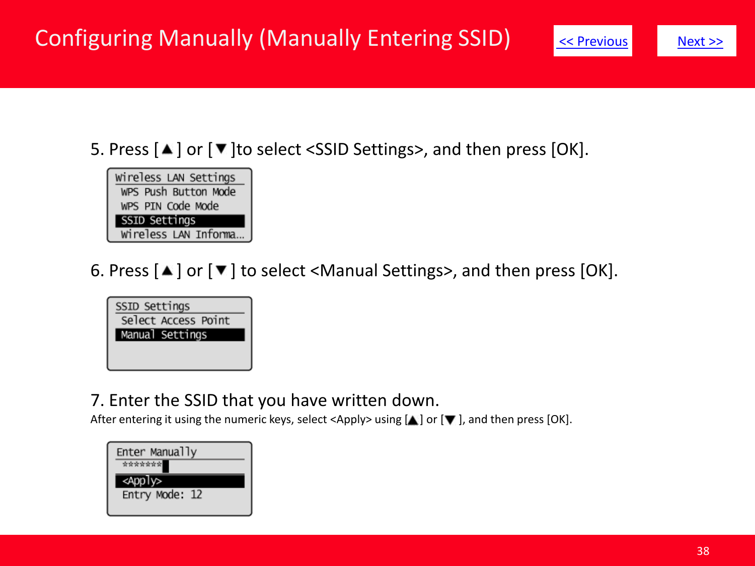# Configuring Manually (Manually Entering SSID)

<< Previous    Next >>

5. Press [▲] or [▼]to select <SSID Settings>, and then press [OK].

```
Wireless LAN Settings
 WPS Push Button Mode
 WPS PIN Code Mode
 SSID Settings
 Wireless LAN Informa...
```

6. Press [▲] or [▼] to select <Manual Settings>, and then press [OK].

```
SSID Settings
 Select Access Point
 Manual Settings
```

7. Enter the SSID that you have written down.

After entering it using the numeric keys, select <Apply> using [▲] or [▼], and then press [OK].

```
Enter Manually
 *******
 <Apply>
 Entry Mode: 12
```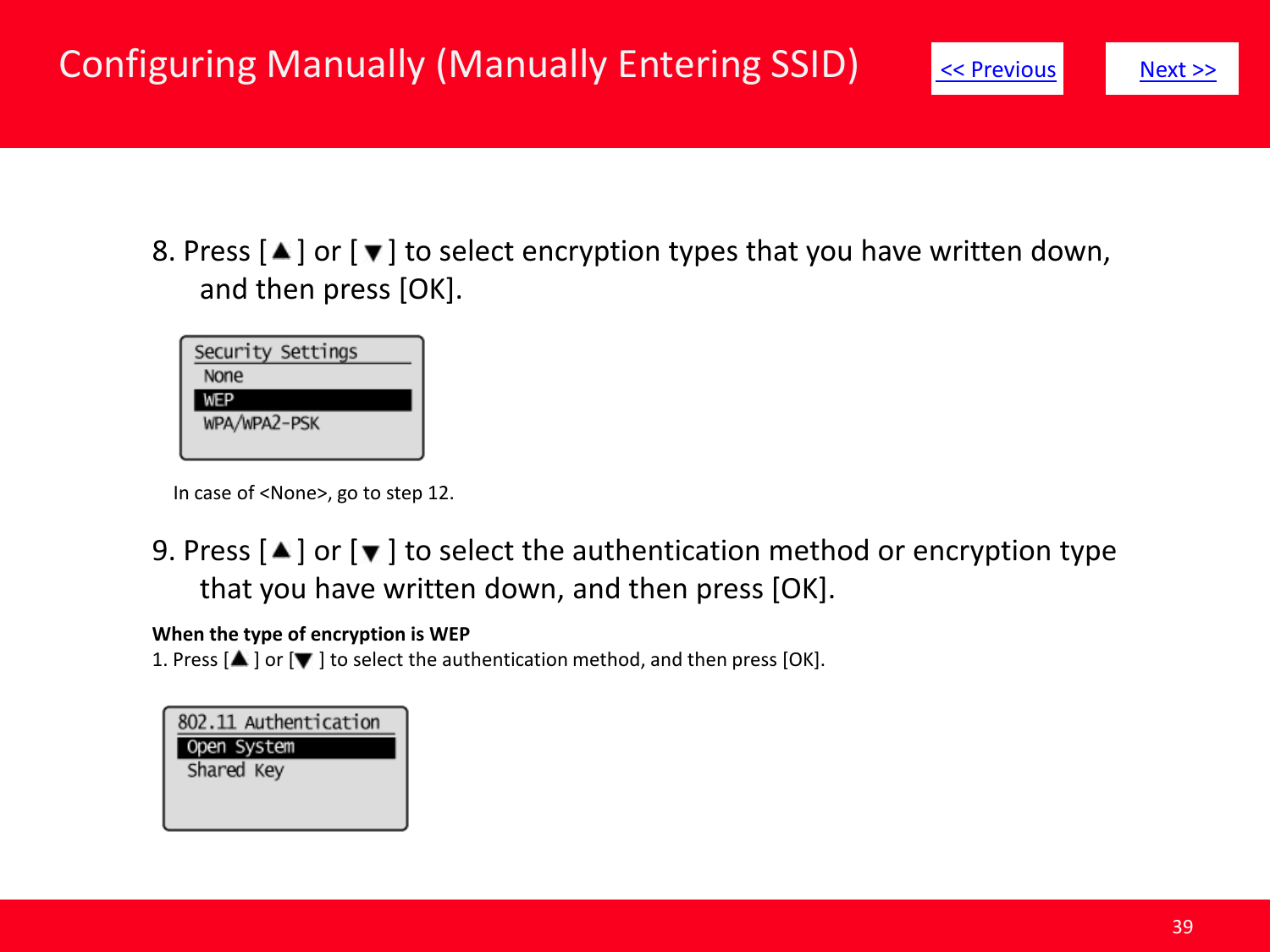# Configuring Manually (Manually Entering SSID)

<< Previous    Next >>

8. Press [▲] or [▼] to select encryption types that you have written down, and then press [OK].

Security Settings
None
WEP
WPA/WPA2-PSK

In case of <None>, go to step 12.

9. Press [▲] or [▼] to select the authentication method or encryption type that you have written down, and then press [OK].

**When the type of encryption is WEP**

1. Press [▲] or [▼] to select the authentication method, and then press [OK].

802.11 Authentication
Open System
Shared Key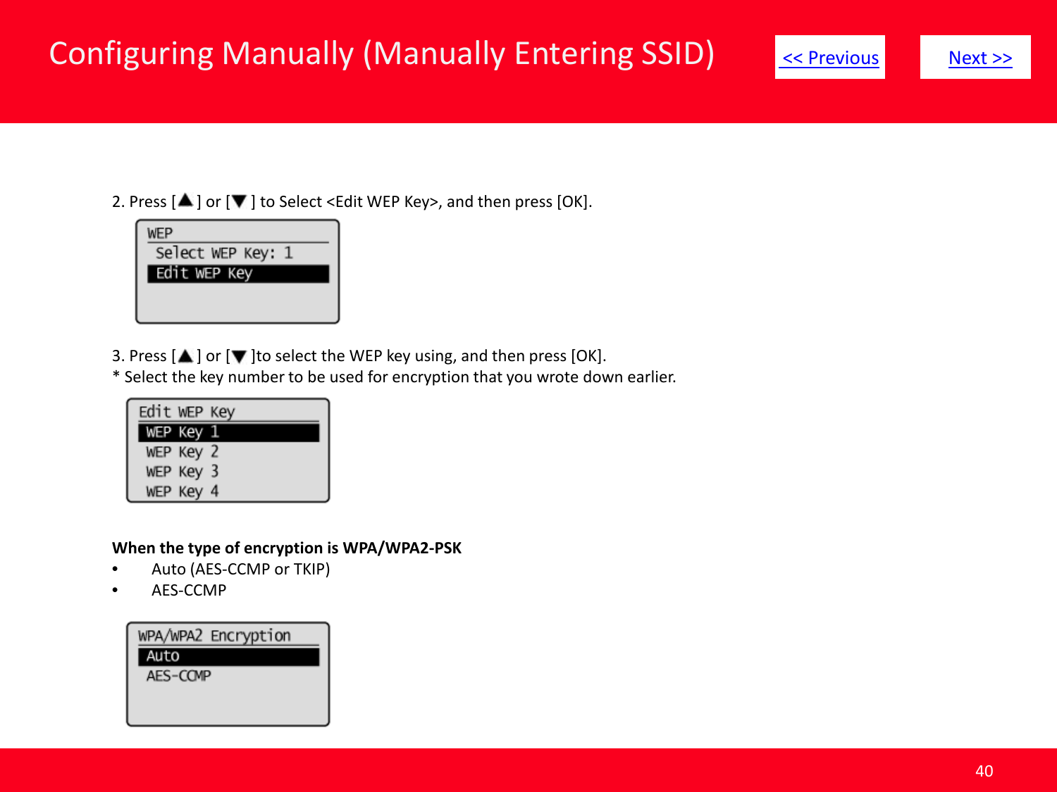# Configuring Manually (Manually Entering SSID)

<< Previous    Next >>

2. Press [▲] or [▼] to Select <Edit WEP Key>, and then press [OK].

```
WEP
 Select WEP Key: 1
 Edit WEP Key
```

3. Press [▲] or [▼]to select the WEP key using, and then press [OK].
* Select the key number to be used for encryption that you wrote down earlier.

```
Edit WEP Key
 WEP Key 1
 WEP Key 2
 WEP Key 3
 WEP Key 4
```

**When the type of encryption is WPA/WPA2-PSK**

- Auto (AES-CCMP or TKIP)
- AES-CCMP

```
WPA/WPA2 Encryption
 Auto
 AES-CCMP
```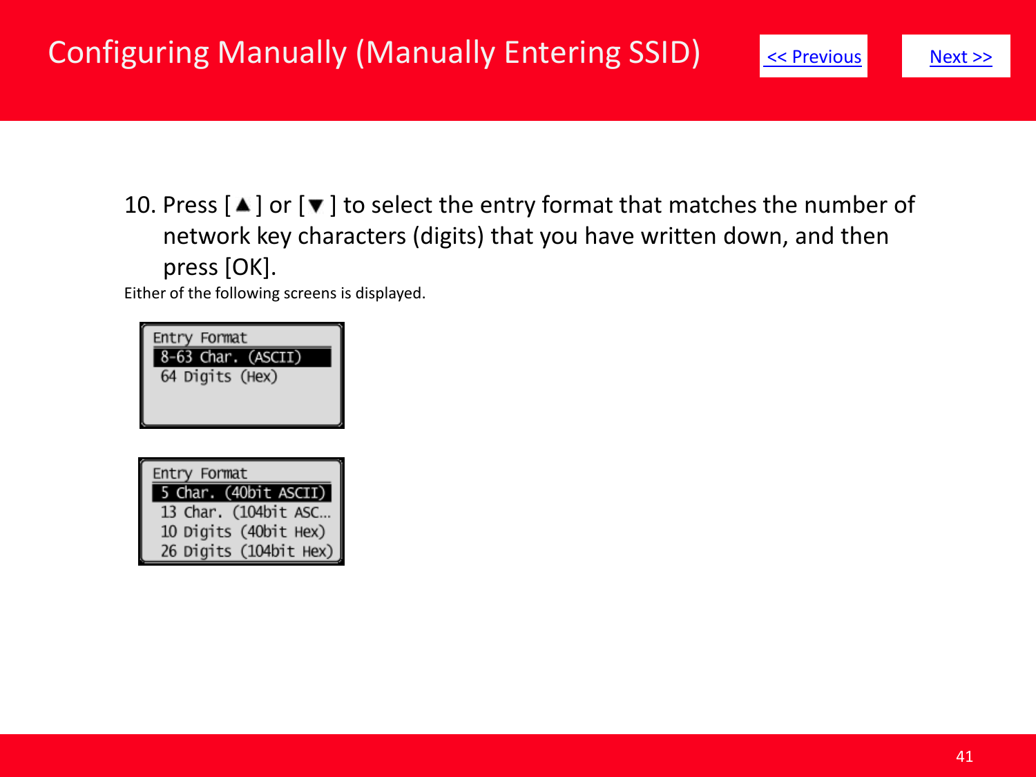# Configuring Manually (Manually Entering SSID)

<< Previous Next >>

10. Press [ ▲ ] or [ ▼ ] to select the entry format that matches the number of network key characters (digits) that you have written down, and then press [OK].

Either of the following screens is displayed.

```
Entry Format
8-63 Char. (ASCII)
64 Digits (Hex)
```

```
Entry Format
5 Char. (40bit ASCII)
13 Char. (104bit ASC…
10 Digits (40bit Hex)
26 Digits (104bit Hex)
```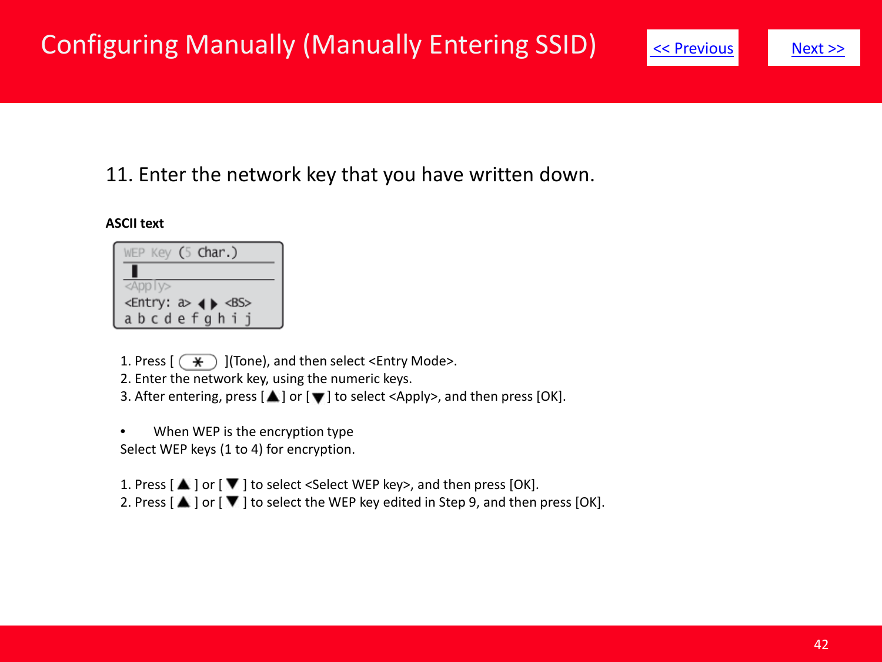# Configuring Manually (Manually Entering SSID)

<< Previous

Next >>

## 11. Enter the network key that you have written down.

**ASCII text**

```
WEP Key (5 Char.)
▮
<Apply>
<Entry: a> ◀ ▶ <BS>
a b c d e f g h i j
```

1. Press [ ✱ ](Tone), and then select <Entry Mode>.
2. Enter the network key, using the numeric keys.
3. After entering, press [▲] or [▼] to select <Apply>, and then press [OK].

- When WEP is the encryption type

Select WEP keys (1 to 4) for encryption.

1. Press [ ▲ ] or [ ▼ ] to select <Select WEP key>, and then press [OK].
2. Press [ ▲ ] or [ ▼ ] to select the WEP key edited in Step 9, and then press [OK].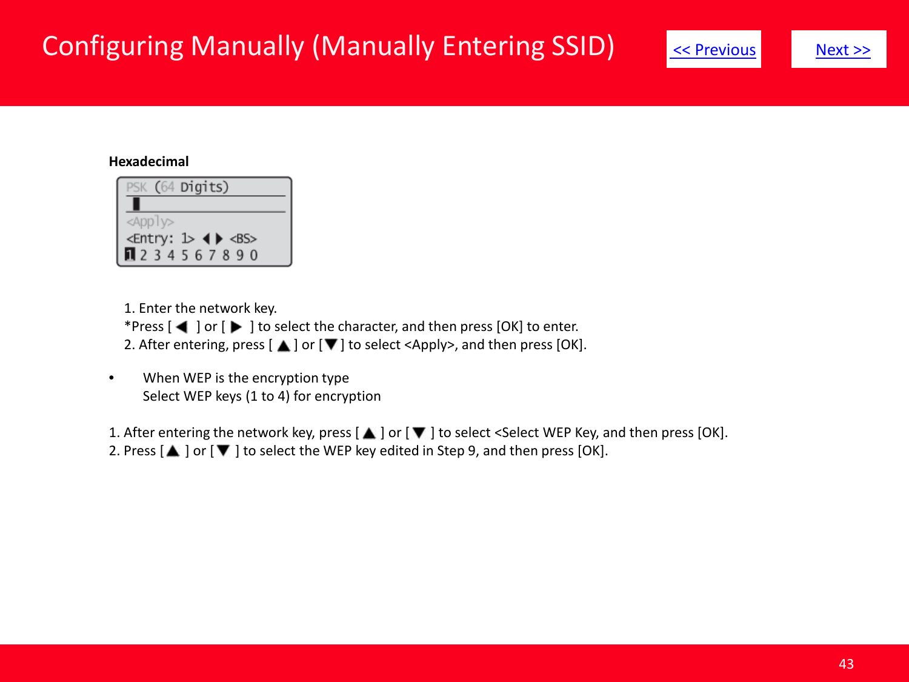# Configuring Manually (Manually Entering SSID)

<< Previous    Next >>

**Hexadecimal**

PSK (64 Digits)

<Apply>

<Entry: 1> ◀ ▶ <BS>

1 2 3 4 5 6 7 8 9 0

1. Enter the network key.
   *Press [ ◀ ] or [ ▶ ] to select the character, and then press [OK] to enter.
2. After entering, press [ ▲ ] or [ ▼ ] to select <Apply>, and then press [OK].

- When WEP is the encryption type
  Select WEP keys (1 to 4) for encryption

1. After entering the network key, press [ ▲ ] or [ ▼ ] to select <Select WEP Key, and then press [OK].
2. Press [ ▲ ] or [ ▼ ] to select the WEP key edited in Step 9, and then press [OK].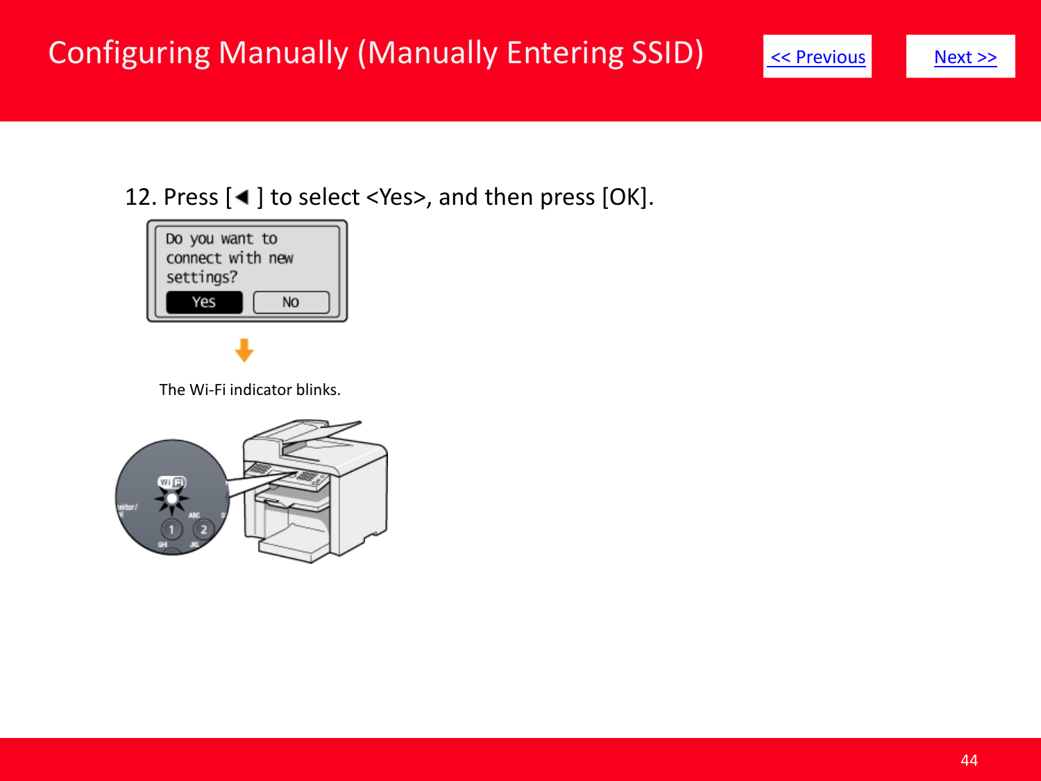# Configuring Manually (Manually Entering SSID)

<< Previous Next >>

12. Press [◀ ] to select <Yes>, and then press [OK].

The Wi-Fi indicator blinks.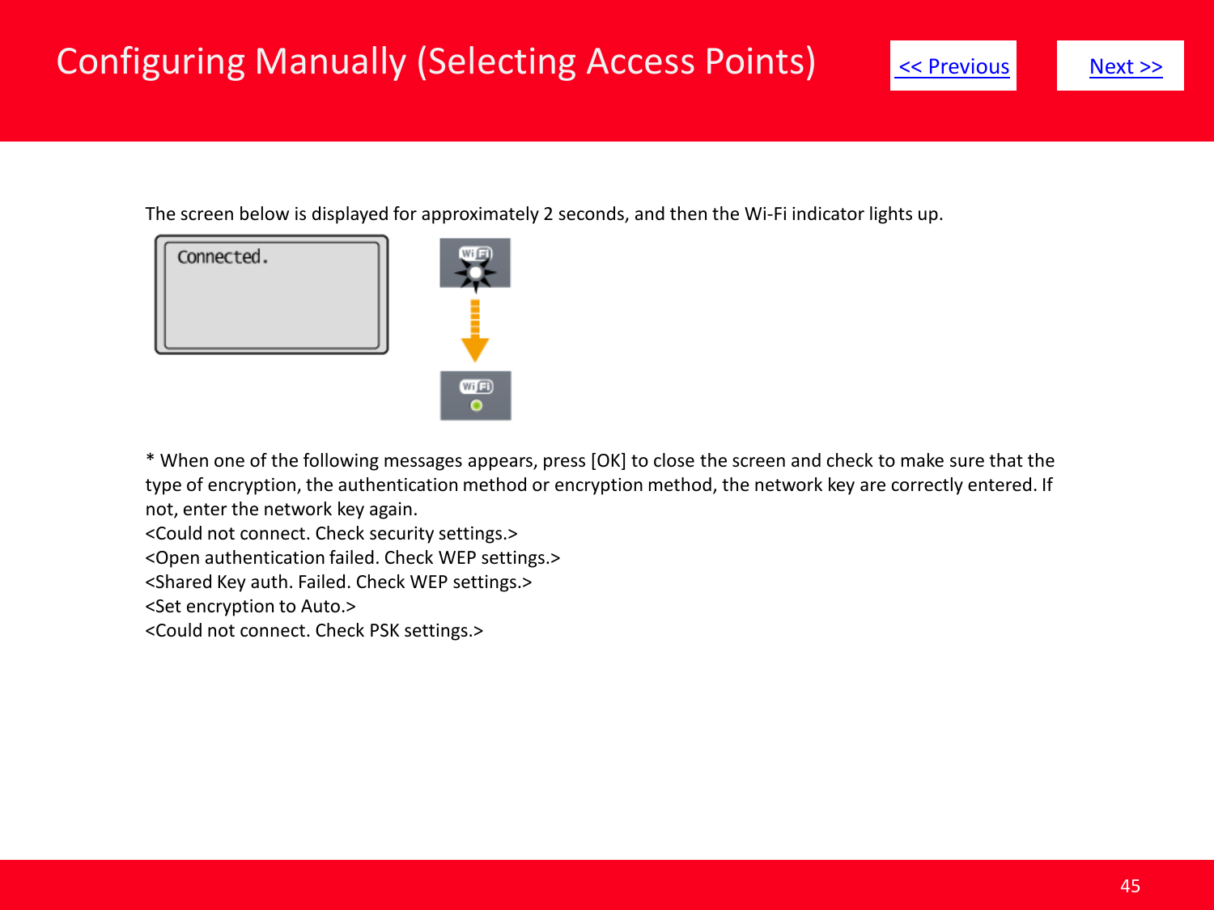# Configuring Manually (Selecting Access Points)

<< Previous   Next >>

The screen below is displayed for approximately 2 seconds, and then the Wi-Fi indicator lights up.

Connected.

* When one of the following messages appears, press [OK] to close the screen and check to make sure that the type of encryption, the authentication method or encryption method, the network key are correctly entered. If not, enter the network key again.

<Could not connect. Check security settings.>
<Open authentication failed. Check WEP settings.>
<Shared Key auth. Failed. Check WEP settings.>
<Set encryption to Auto.>
<Could not connect. Check PSK settings.>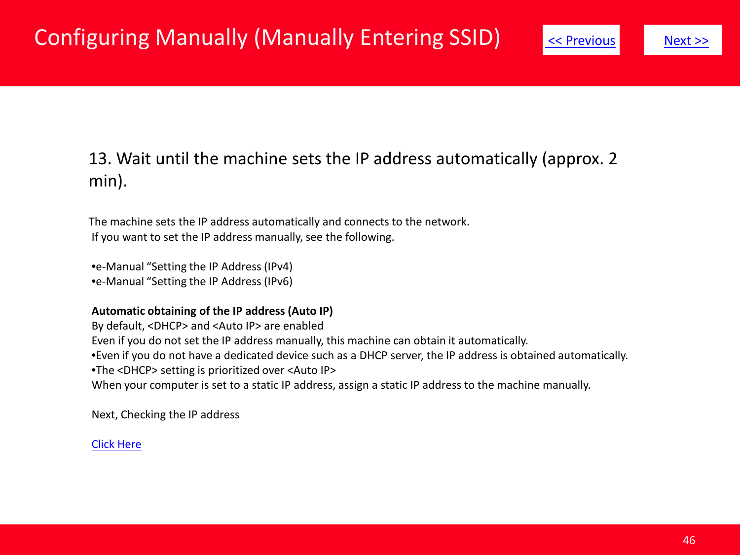# Configuring Manually (Manually Entering SSID)

<< Previous    Next >>

## 13. Wait until the machine sets the IP address automatically (approx. 2 min).

The machine sets the IP address automatically and connects to the network.
If you want to set the IP address manually, see the following.

- e-Manual "Setting the IP Address (IPv4)
- e-Manual "Setting the IP Address (IPv6)

**Automatic obtaining of the IP address (Auto IP)**

By default, <DHCP> and <Auto IP> are enabled
Even if you do not set the IP address manually, this machine can obtain it automatically.

- Even if you do not have a dedicated device such as a DHCP server, the IP address is obtained automatically.
- The <DHCP> setting is prioritized over <Auto IP>

When your computer is set to a static IP address, assign a static IP address to the machine manually.

Next, Checking the IP address

Click Here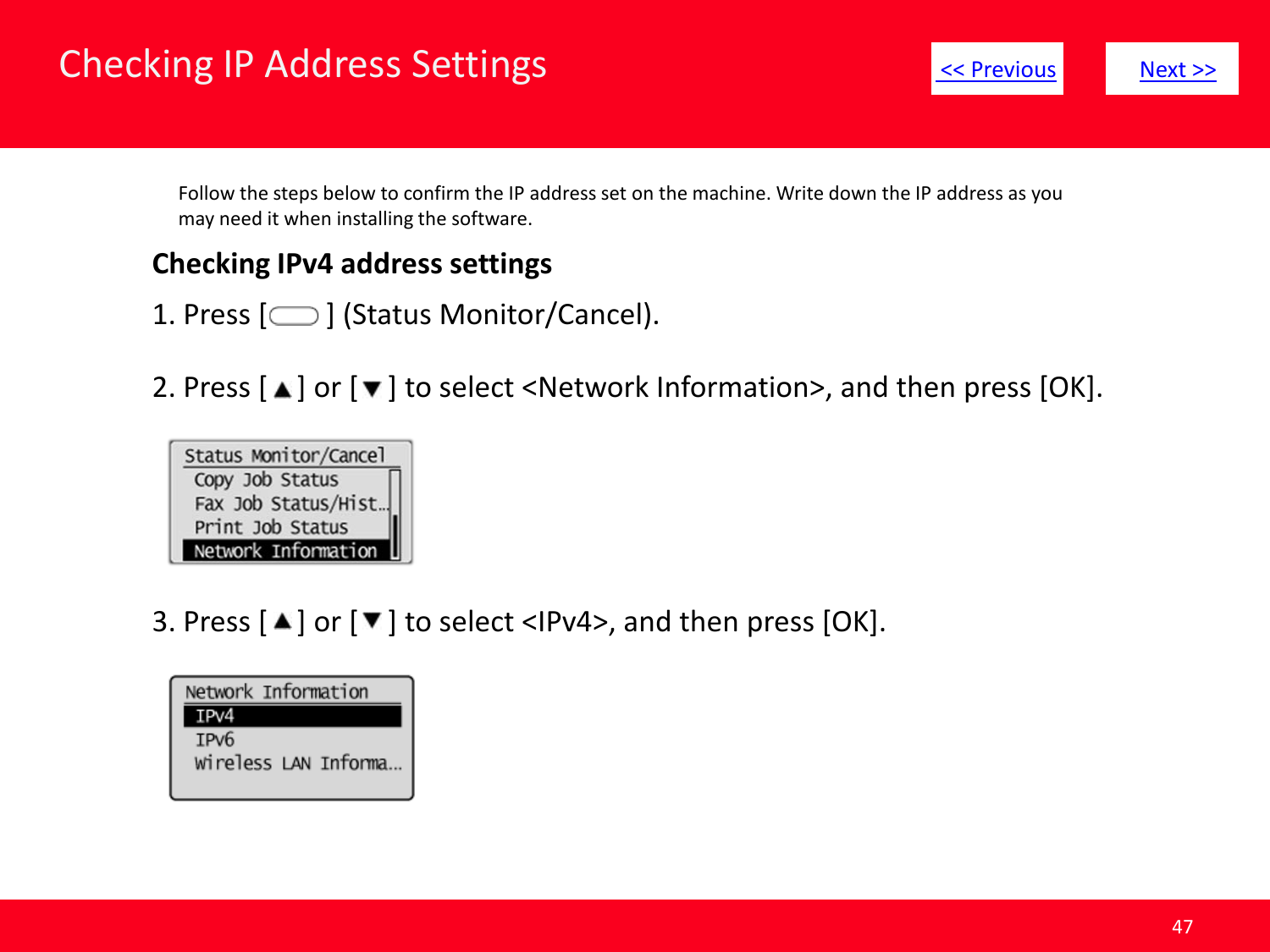# Checking IP Address Settings

<< Previous    Next >>

Follow the steps below to confirm the IP address set on the machine. Write down the IP address as you may need it when installing the software.

## Checking IPv4 address settings

1. Press [ ] (Status Monitor/Cancel).

2. Press [▲] or [▼] to select <Network Information>, and then press [OK].

```
Status Monitor/Cancel
 Copy Job Status
 Fax Job Status/Hist…
 Print Job Status
 Network Information
```

3. Press [▲] or [▼] to select <IPv4>, and then press [OK].

```
Network Information
 IPv4
 IPv6
 Wireless LAN Informa…
```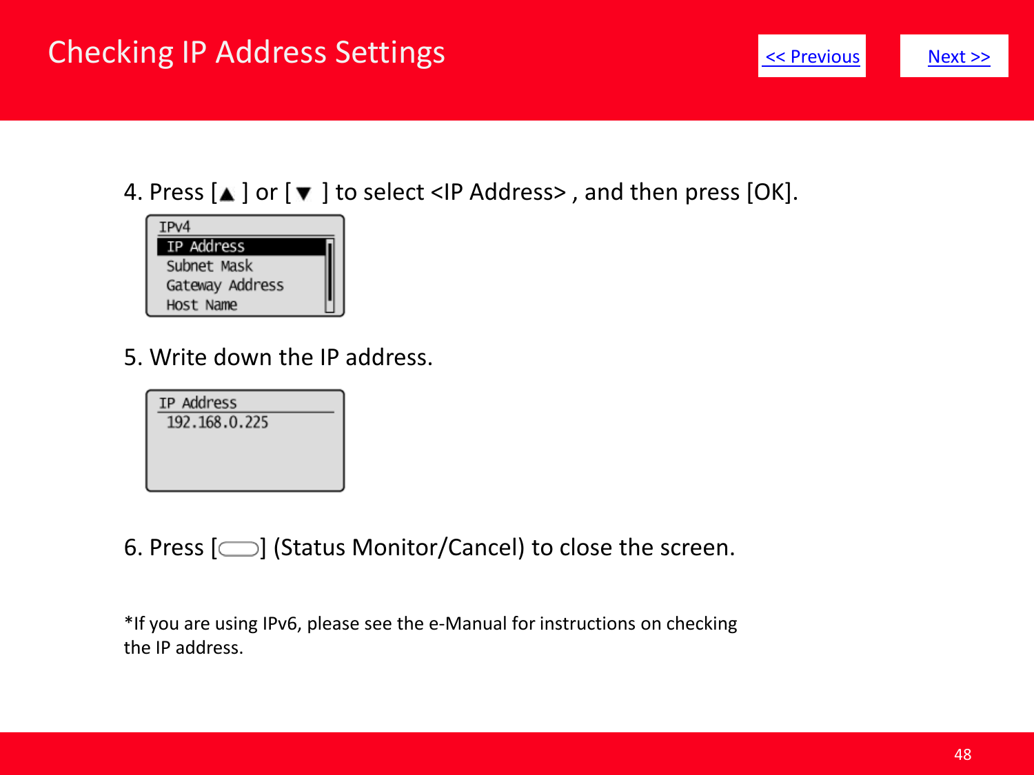# Checking IP Address Settings

<< Previous   Next >>

4. Press [▲ ] or [▼ ] to select <IP Address> , and then press [OK].

IPv4
IP Address
Subnet Mask
Gateway Address
Host Name

5. Write down the IP address.

IP Address
192.168.0.225

6. Press [ ] (Status Monitor/Cancel) to close the screen.

*If you are using IPv6, please see the e-Manual for instructions on checking the IP address.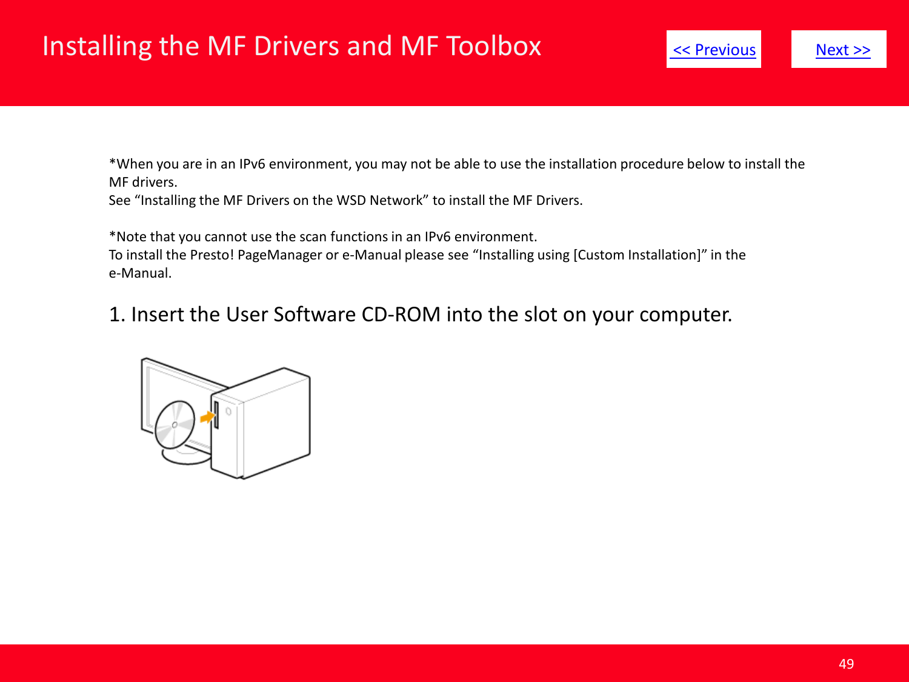# Installing the MF Drivers and MF Toolbox

<< Previous    Next >>

*When you are in an IPv6 environment, you may not be able to use the installation procedure below to install the MF drivers.
See “Installing the MF Drivers on the WSD Network” to install the MF Drivers.

*Note that you cannot use the scan functions in an IPv6 environment.
To install the Presto! PageManager or e-Manual please see “Installing using [Custom Installation]” in the e-Manual.

## 1. Insert the User Software CD-ROM into the slot on your computer.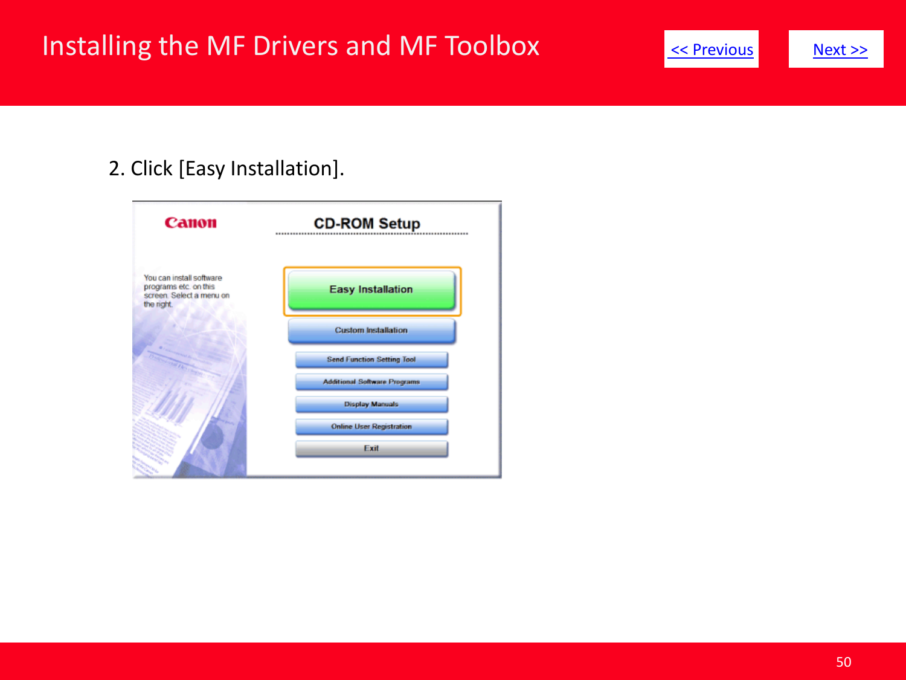# Installing the MF Drivers and MF Toolbox

<< Previous

Next >>

2. Click [Easy Installation].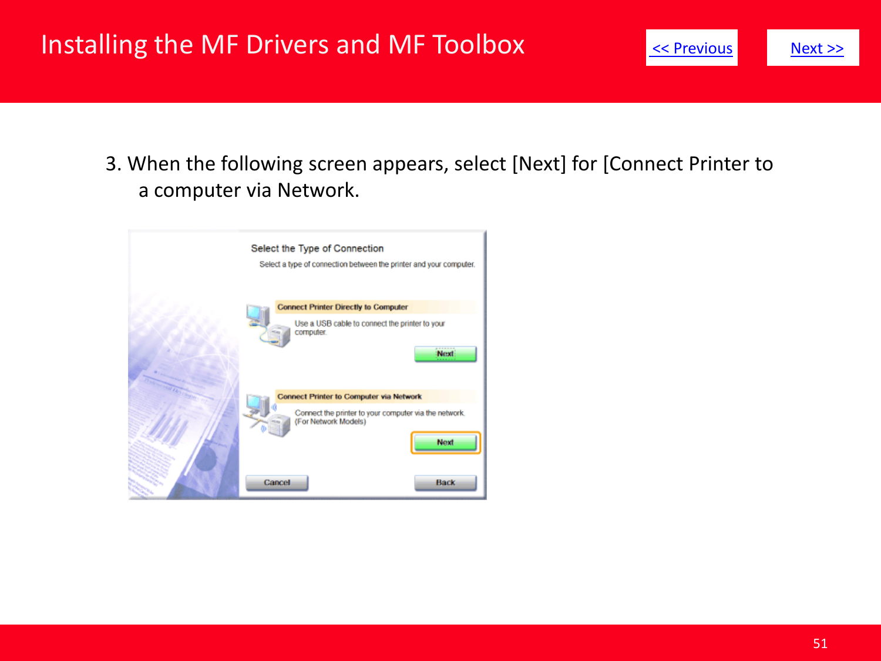# Installing the MF Drivers and MF Toolbox

<< Previous

Next >>

3. When the following screen appears, select [Next] for [Connect Printer to a computer via Network.

Select the Type of Connection

Select a type of connection between the printer and your computer.

**Connect Printer Directly to Computer**

Use a USB cable to connect the printer to your computer.

Next

**Connect Printer to Computer via Network**

Connect the printer to your computer via the network. (For Network Models)

Next

Cancel

Back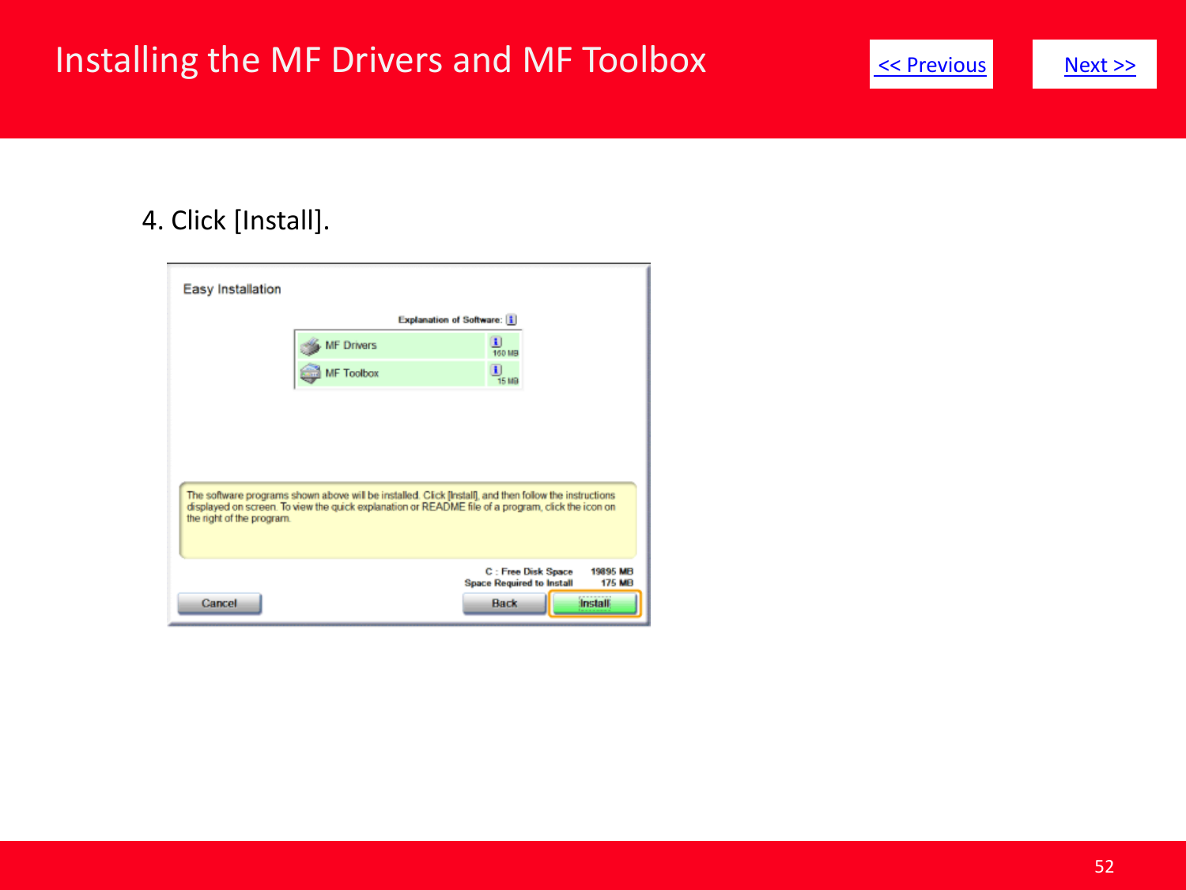# Installing the MF Drivers and MF Toolbox

<< Previous

Next >>

4. Click [Install].

Easy Installation

Explanation of Software:

MF Drivers 160 MB

MF Toolbox 15 MB

The software programs shown above will be installed. Click [Install], and then follow the instructions displayed on screen. To view the quick explanation or README file of a program, click the icon on the right of the program.

C : Free Disk Space 19895 MB

Space Required to Install 175 MB

Cancel Back Install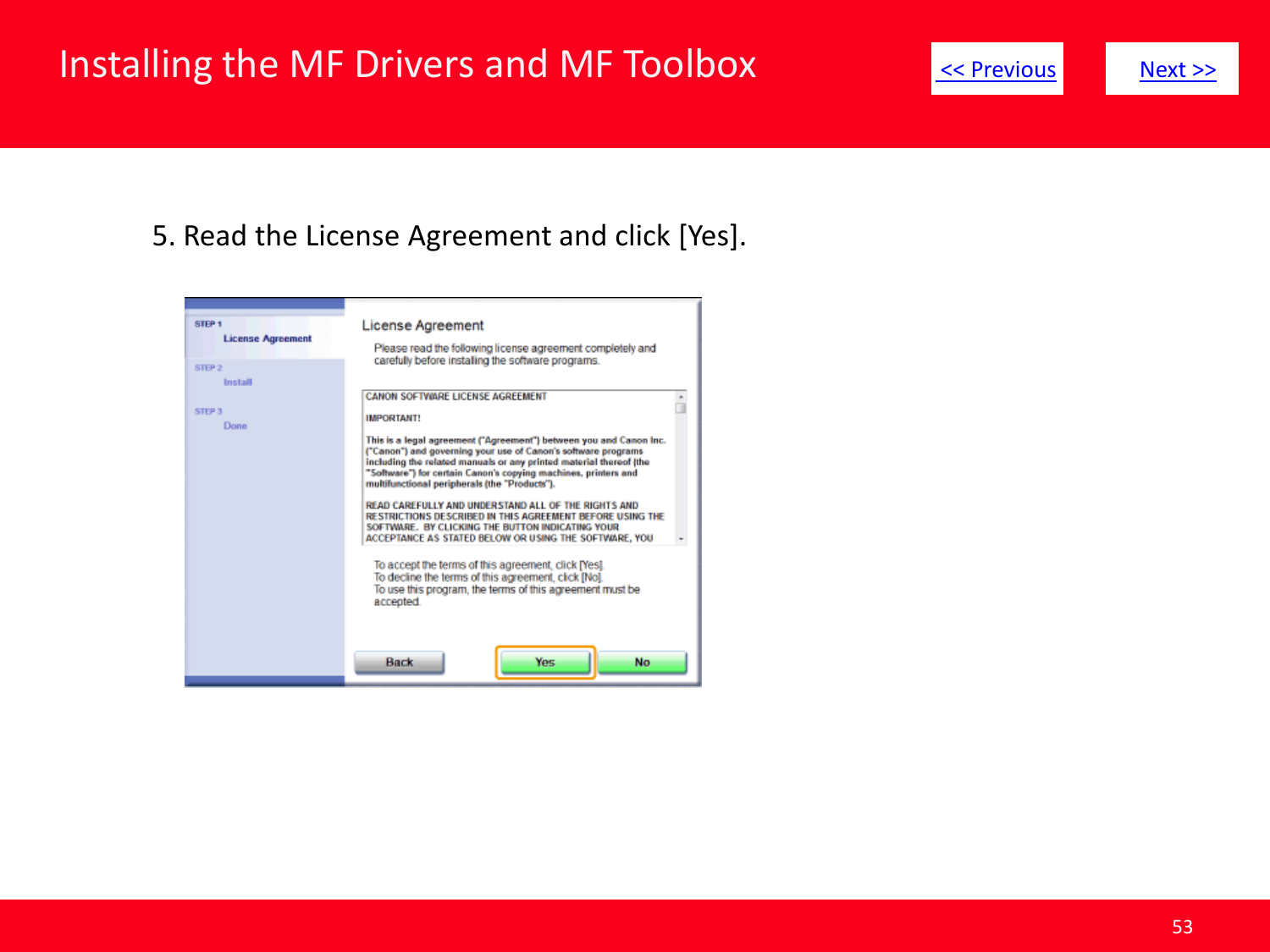# Installing the MF Drivers and MF Toolbox

<< Previous    Next >>

5. Read the License Agreement and click [Yes].

STEP 1
License Agreement
STEP 2
Install
STEP 3
Done

License Agreement

Please read the following license agreement completely and carefully before installing the software programs.

CANON SOFTWARE LICENSE AGREEMENT

IMPORTANT!

This is a legal agreement ("Agreement") between you and Canon Inc. ("Canon") and governing your use of Canon's software programs including the related manuals or any printed material thereof (the "Software") for certain Canon's copying machines, printers and multifunctional peripherals (the "Products").

READ CAREFULLY AND UNDERSTAND ALL OF THE RIGHTS AND RESTRICTIONS DESCRIBED IN THIS AGREEMENT BEFORE USING THE SOFTWARE. BY CLICKING THE BUTTON INDICATING YOUR ACCEPTANCE AS STATED BELOW OR USING THE SOFTWARE, YOU

To accept the terms of this agreement, click [Yes].
To decline the terms of this agreement, click [No].
To use this program, the terms of this agreement must be accepted.

Back    Yes    No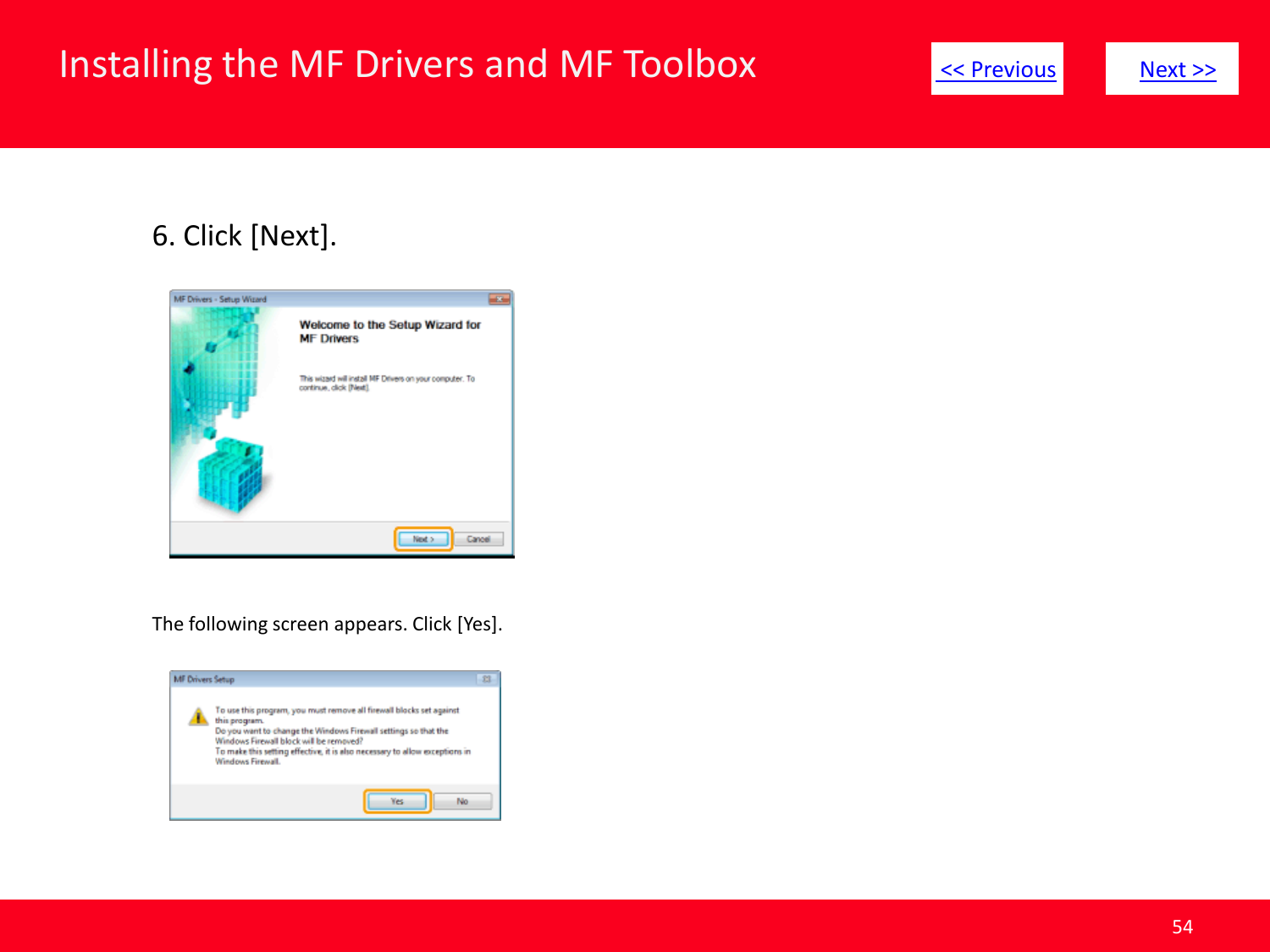# Installing the MF Drivers and MF Toolbox

<< Previous    Next >>

6. Click [Next].

The following screen appears. Click [Yes].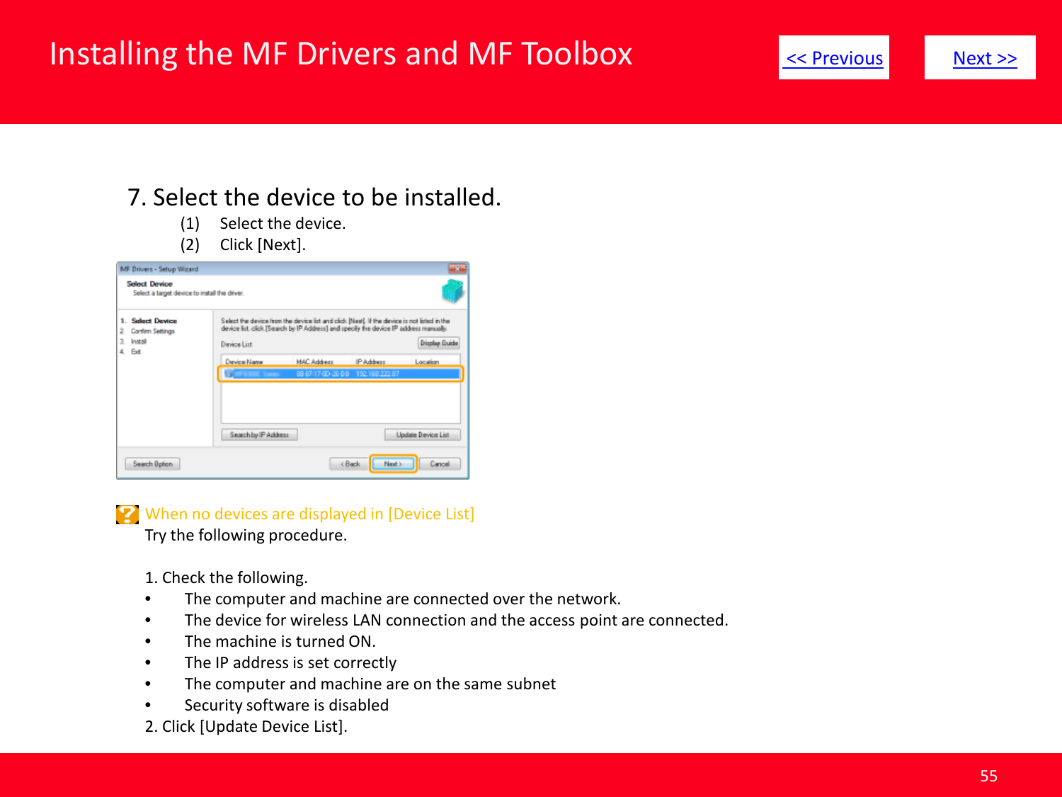# Installing the MF Drivers and MF Toolbox

<< Previous   Next >>

## 7. Select the device to be installed.

(1) Select the device.
(2) Click [Next].

When no devices are displayed in [Device List]

Try the following procedure.

1. Check the following.

- The computer and machine are connected over the network.
- The device for wireless LAN connection and the access point are connected.
- The machine is turned ON.
- The IP address is set correctly
- The computer and machine are on the same subnet
- Security software is disabled

2. Click [Update Device List].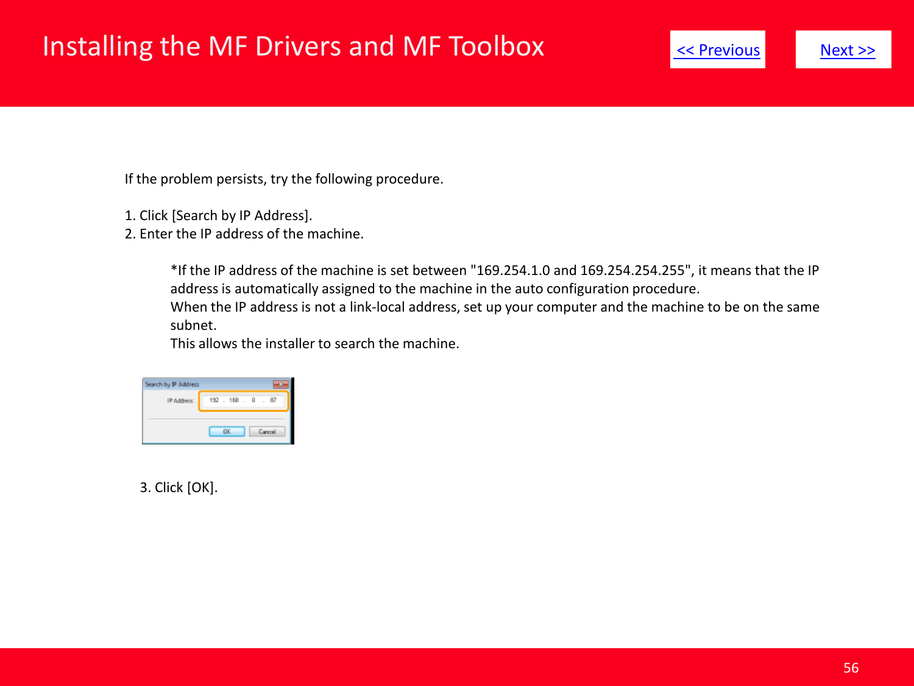# Installing the MF Drivers and MF Toolbox

<< Previous

Next >>

If the problem persists, try the following procedure.

1. Click [Search by IP Address].
2. Enter the IP address of the machine.

   *If the IP address of the machine is set between "169.254.1.0 and 169.254.254.255", it means that the IP address is automatically assigned to the machine in the auto configuration procedure.
   When the IP address is not a link-local address, set up your computer and the machine to be on the same subnet.
   This allows the installer to search the machine.

3. Click [OK].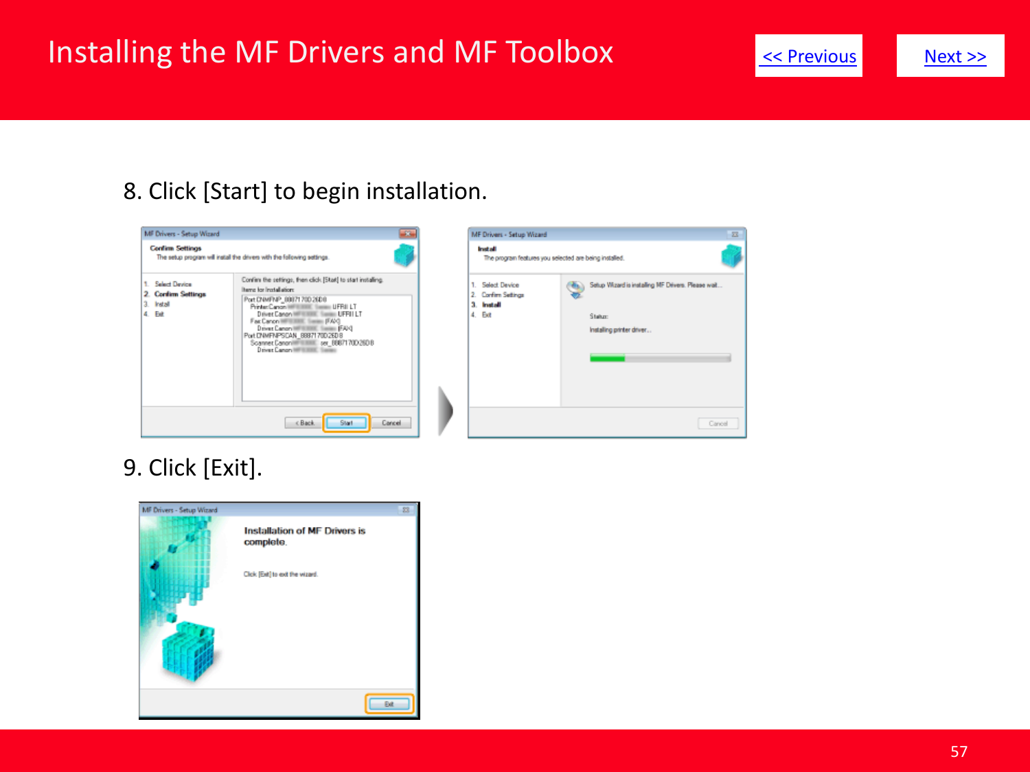# Installing the MF Drivers and MF Toolbox

<< Previous    Next >>

8. Click [Start] to begin installation.

9. Click [Exit].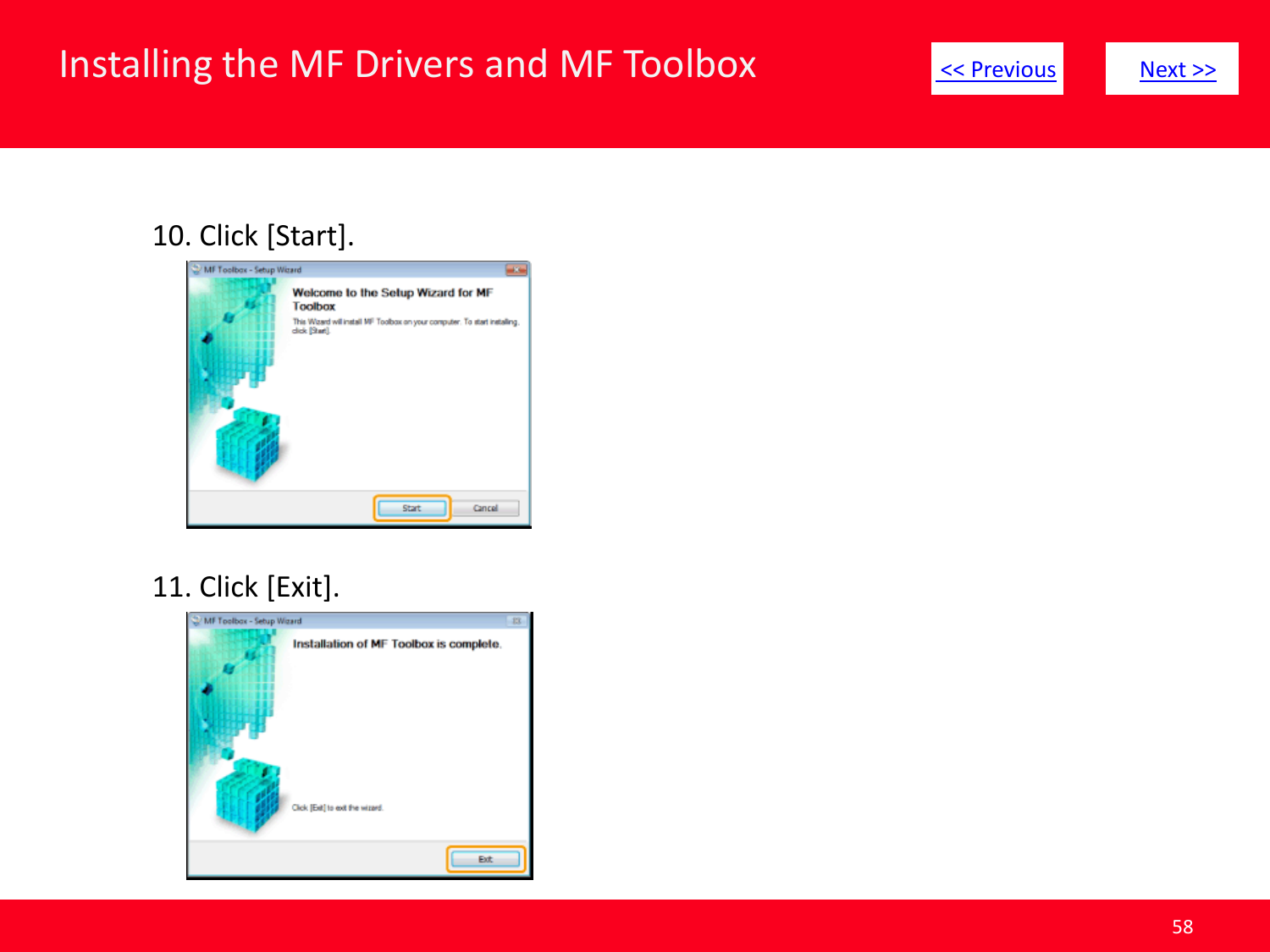# Installing the MF Drivers and MF Toolbox

<< Previous    Next >>

10. Click [Start].

11. Click [Exit].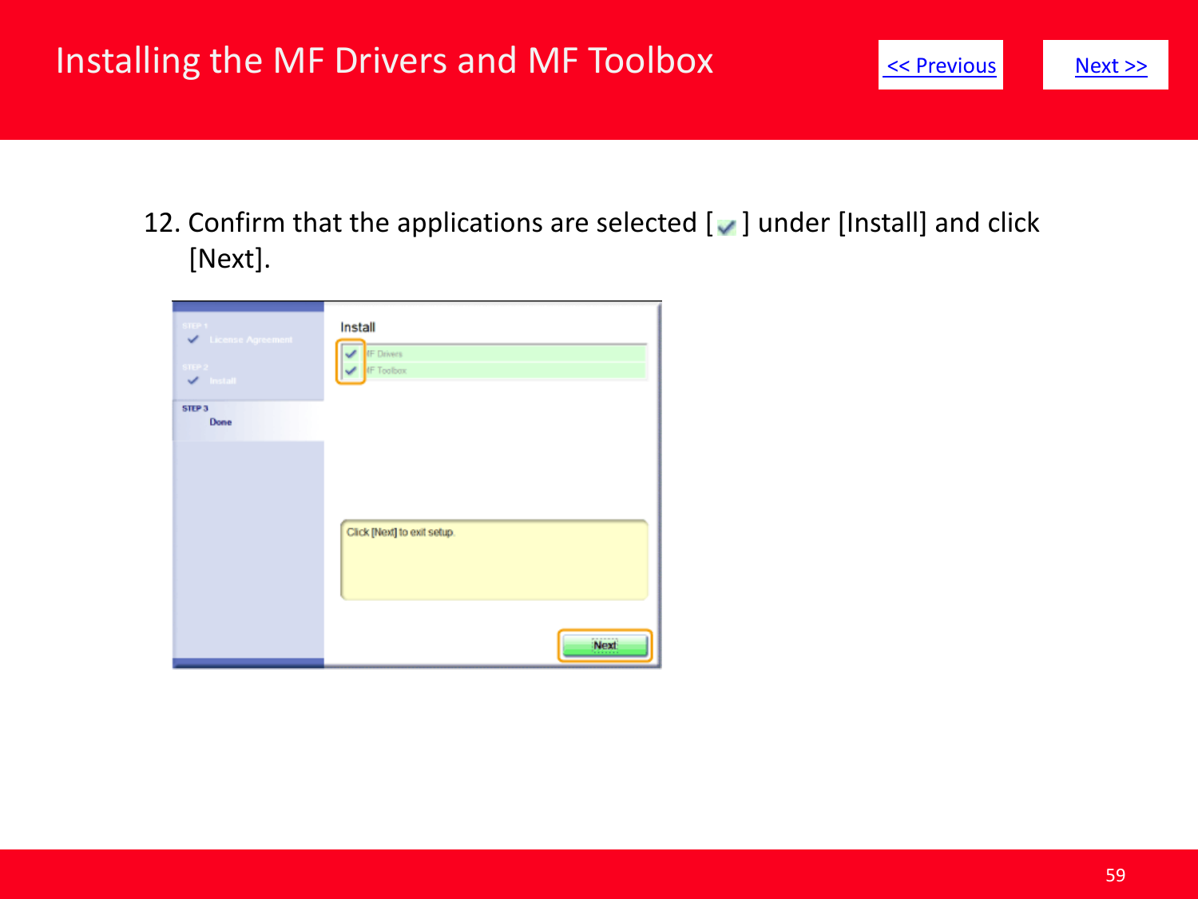# Installing the MF Drivers and MF Toolbox

<< Previous

Next >>

12. Confirm that the applications are selected [ ✔ ] under [Install] and click [Next].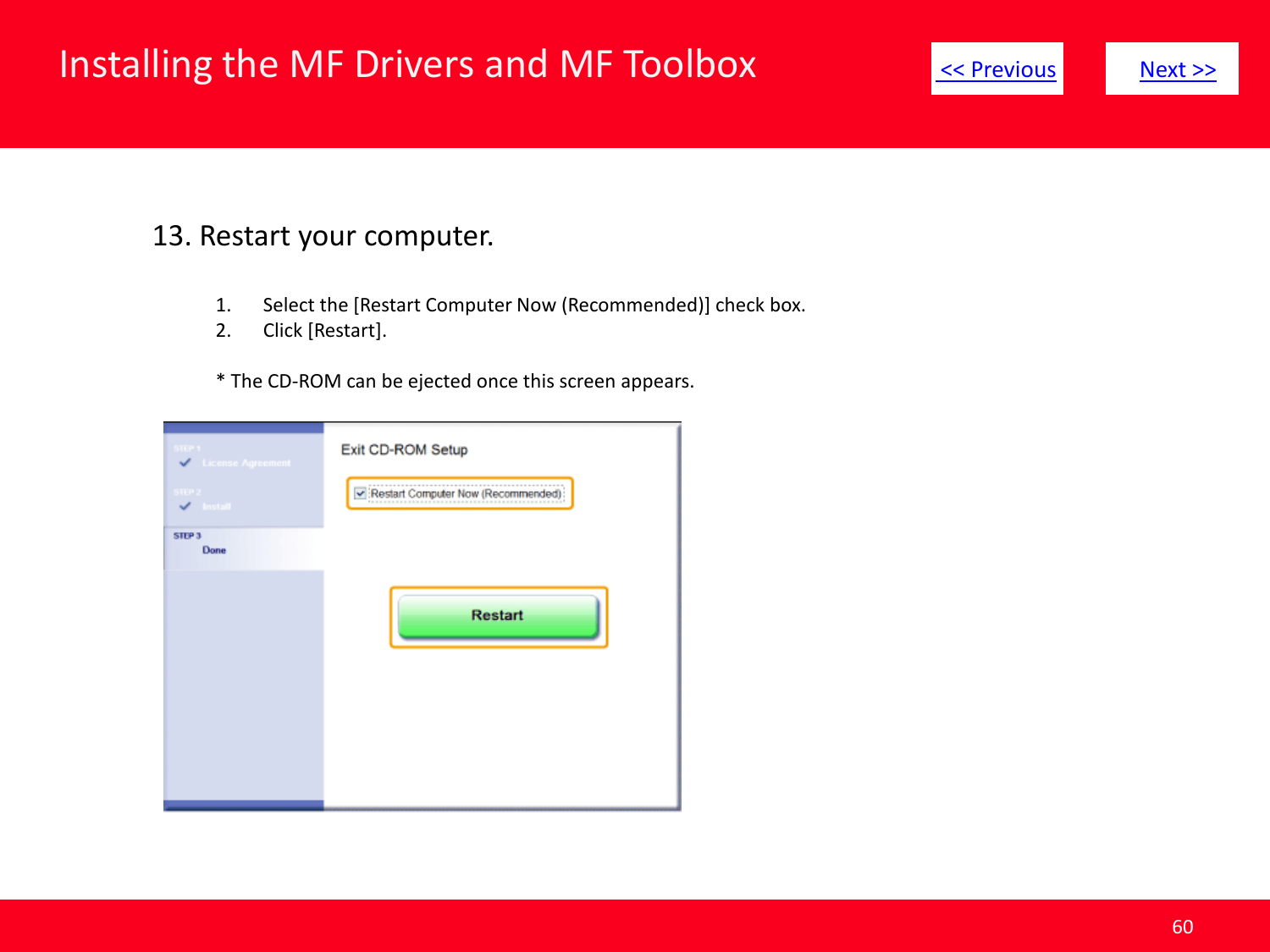# Installing the MF Drivers and MF Toolbox

<< Previous    Next >>

## 13. Restart your computer.

1. Select the [Restart Computer Now (Recommended)] check box.
2. Click [Restart].

* The CD-ROM can be ejected once this screen appears.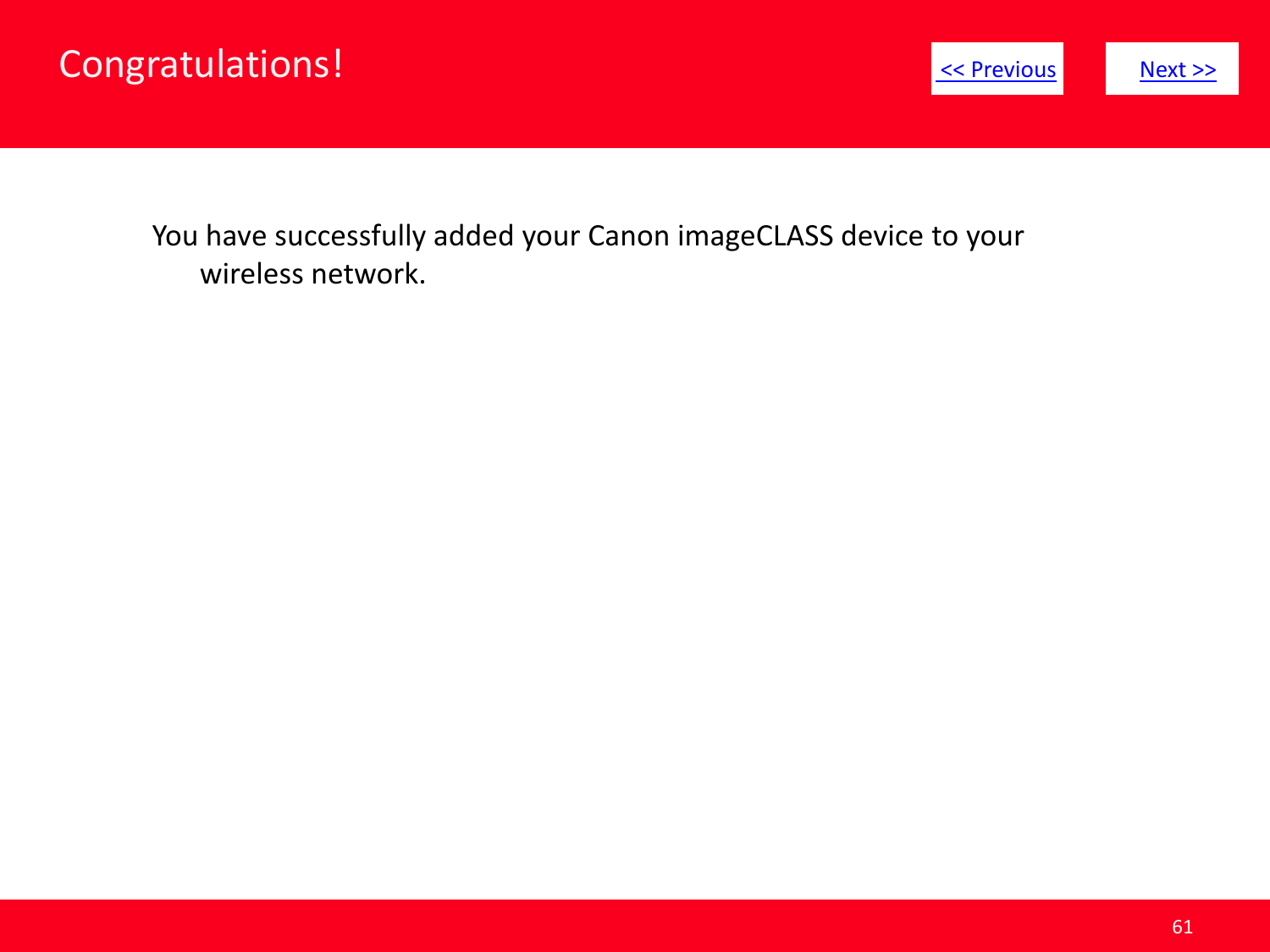# Congratulations!

<< Previous    Next >>

You have successfully added your Canon imageCLASS device to your wireless network.